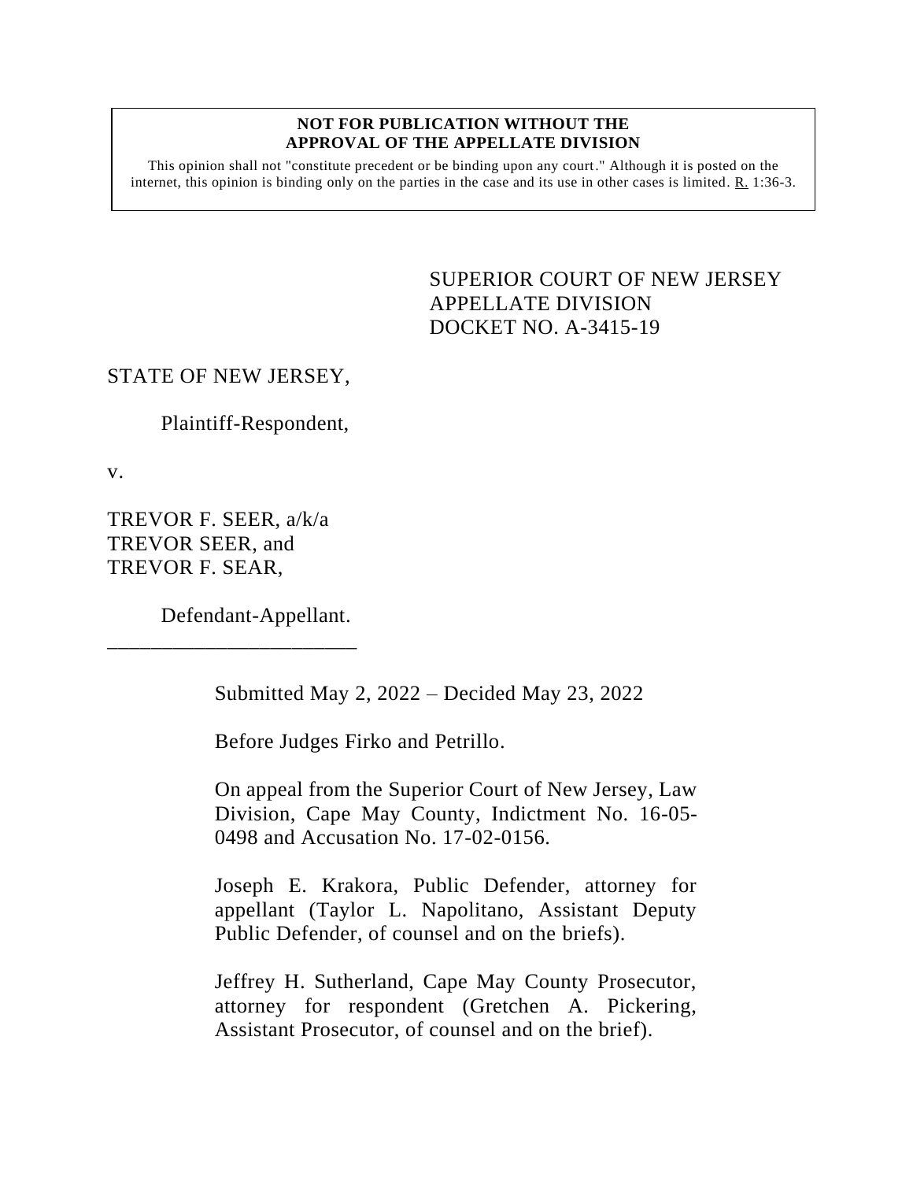**NOT FOR PUBLICATION WITHOUT THE APPROVAL OF THE APPELLATE DIVISION**

This opinion shall not "constitute precedent or be binding upon any court." Although it is posted on the internet, this opinion is binding only on the parties in the case and its use in other cases is limited. R. 1:36-3.

SUPERIOR COURT OF NEW JERSEY
APPELLATE DIVISION
DOCKET NO. A-3415-19

STATE OF NEW JERSEY,

Plaintiff-Respondent,

v.

TREVOR F. SEER, a/k/a
TREVOR SEER, and
TREVOR F. SEAR,

Defendant-Appellant.
\_\_\_\_\_\_\_\_\_\_\_\_\_\_\_\_\_\_\_\_\_\_\_\_

Submitted May 2, 2022 – Decided May 23, 2022

Before Judges Firko and Petrillo.

On appeal from the Superior Court of New Jersey, Law Division, Cape May County, Indictment No. 16-05-0498 and Accusation No. 17-02-0156.

Joseph E. Krakora, Public Defender, attorney for appellant (Taylor L. Napolitano, Assistant Deputy Public Defender, of counsel and on the briefs).

Jeffrey H. Sutherland, Cape May County Prosecutor, attorney for respondent (Gretchen A. Pickering, Assistant Prosecutor, of counsel and on the brief).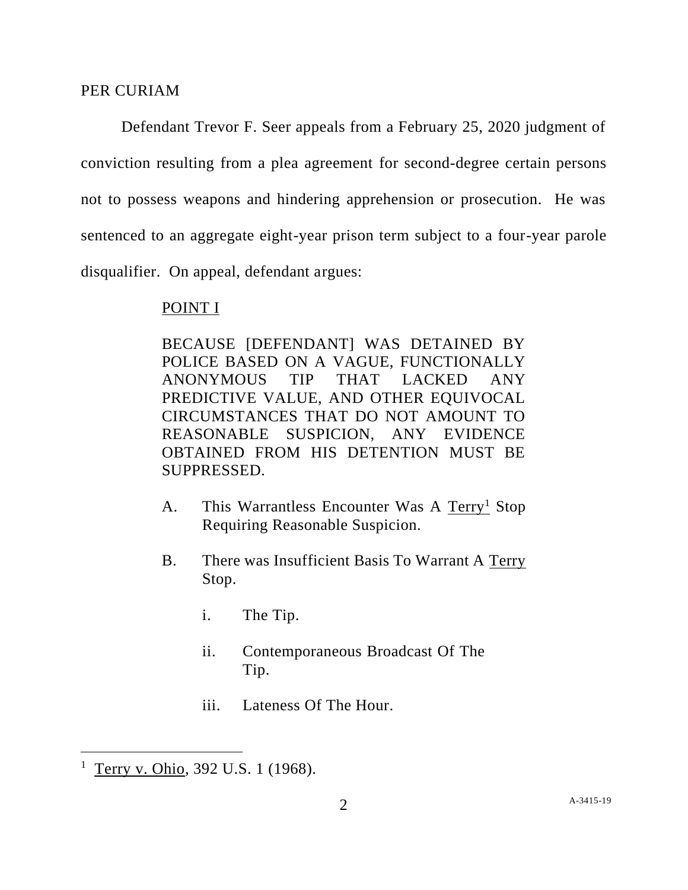PER CURIAM

Defendant Trevor F. Seer appeals from a February 25, 2020 judgment of conviction resulting from a plea agreement for second-degree certain persons not to possess weapons and hindering apprehension or prosecution. He was sentenced to an aggregate eight-year prison term subject to a four-year parole disqualifier. On appeal, defendant argues:

> POINT I
>
> BECAUSE [DEFENDANT] WAS DETAINED BY POLICE BASED ON A VAGUE, FUNCTIONALLY ANONYMOUS TIP THAT LACKED ANY PREDICTIVE VALUE, AND OTHER EQUIVOCAL CIRCUMSTANCES THAT DO NOT AMOUNT TO REASONABLE SUSPICION, ANY EVIDENCE OBTAINED FROM HIS DETENTION MUST BE SUPPRESSED.
>
> A. This Warrantless Encounter Was A Terry[1] Stop Requiring Reasonable Suspicion.
>
> B. There was Insufficient Basis To Warrant A Terry Stop.
>
> i. The Tip.
>
> ii. Contemporaneous Broadcast Of The Tip.
>
> iii. Lateness Of The Hour.

---

[1] Terry v. Ohio, 392 U.S. 1 (1968).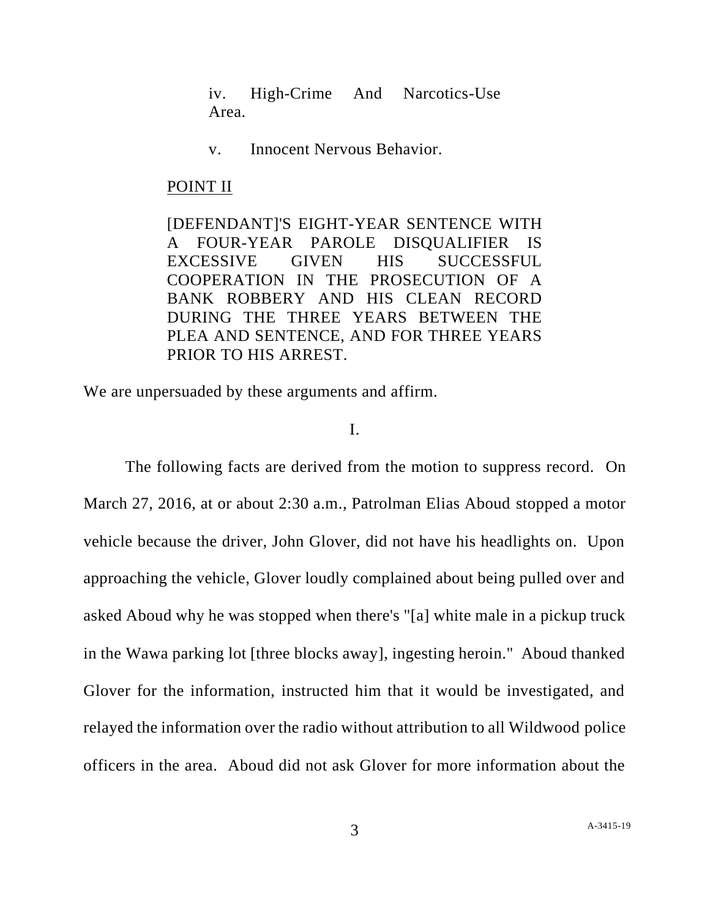iv. High-Crime And Narcotics-Use Area.

v. Innocent Nervous Behavior.

POINT II

[DEFENDANT]'S EIGHT-YEAR SENTENCE WITH A FOUR-YEAR PAROLE DISQUALIFIER IS EXCESSIVE GIVEN HIS SUCCESSFUL COOPERATION IN THE PROSECUTION OF A BANK ROBBERY AND HIS CLEAN RECORD DURING THE THREE YEARS BETWEEN THE PLEA AND SENTENCE, AND FOR THREE YEARS PRIOR TO HIS ARREST.

We are unpersuaded by these arguments and affirm.

I.

The following facts are derived from the motion to suppress record. On March 27, 2016, at or about 2:30 a.m., Patrolman Elias Aboud stopped a motor vehicle because the driver, John Glover, did not have his headlights on. Upon approaching the vehicle, Glover loudly complained about being pulled over and asked Aboud why he was stopped when there's "[a] white male in a pickup truck in the Wawa parking lot [three blocks away], ingesting heroin." Aboud thanked Glover for the information, instructed him that it would be investigated, and relayed the information over the radio without attribution to all Wildwood police officers in the area. Aboud did not ask Glover for more information about the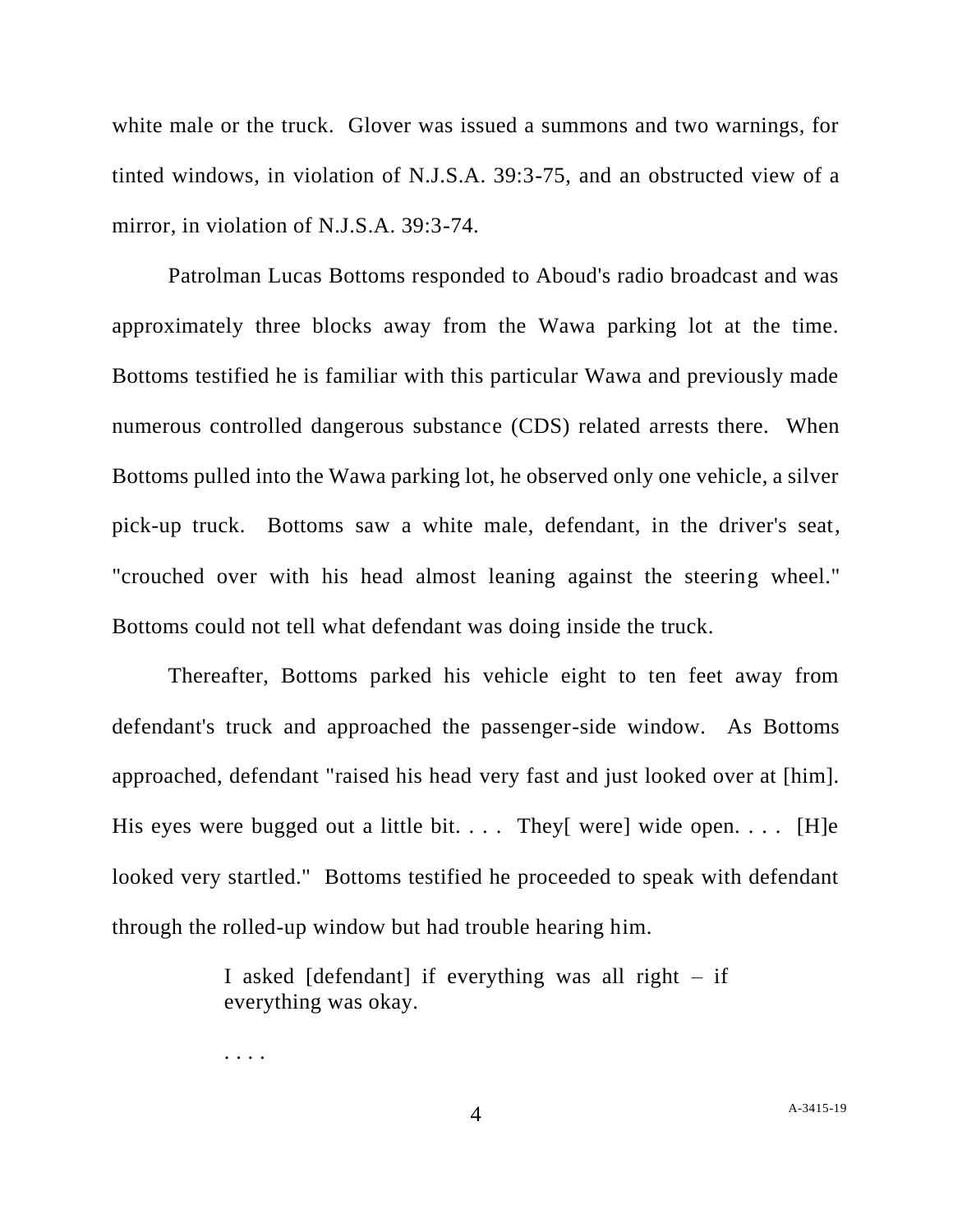white male or the truck. Glover was issued a summons and two warnings, for tinted windows, in violation of N.J.S.A. 39:3-75, and an obstructed view of a mirror, in violation of N.J.S.A. 39:3-74.

Patrolman Lucas Bottoms responded to Aboud's radio broadcast and was approximately three blocks away from the Wawa parking lot at the time. Bottoms testified he is familiar with this particular Wawa and previously made numerous controlled dangerous substance (CDS) related arrests there. When Bottoms pulled into the Wawa parking lot, he observed only one vehicle, a silver pick-up truck. Bottoms saw a white male, defendant, in the driver's seat, "crouched over with his head almost leaning against the steering wheel." Bottoms could not tell what defendant was doing inside the truck.

Thereafter, Bottoms parked his vehicle eight to ten feet away from defendant's truck and approached the passenger-side window. As Bottoms approached, defendant "raised his head very fast and just looked over at [him]. His eyes were bugged out a little bit. . . . They[ were] wide open. . . . [H]e looked very startled." Bottoms testified he proceeded to speak with defendant through the rolled-up window but had trouble hearing him.

> I asked [defendant] if everything was all right – if everything was okay.
>
> . . . .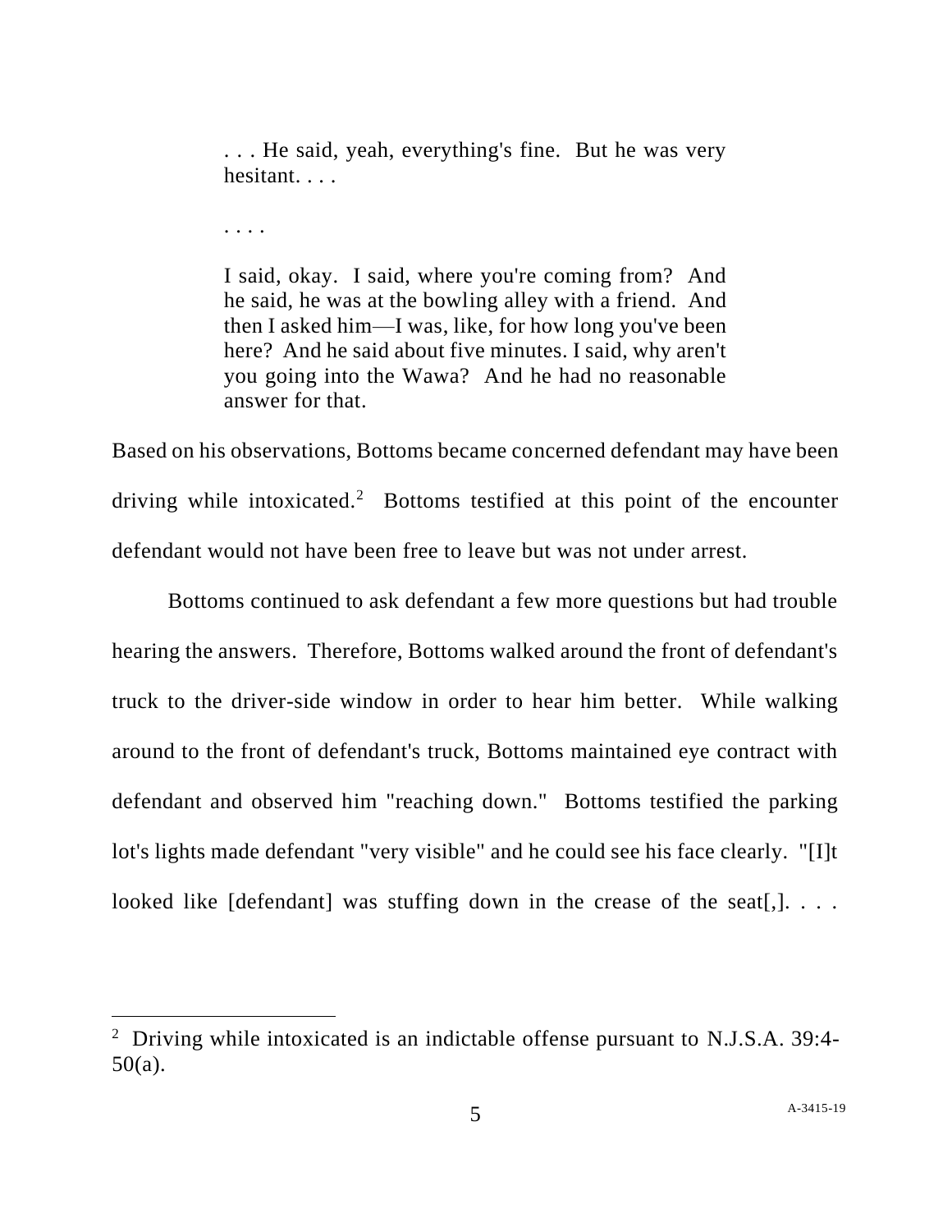> . . . He said, yeah, everything's fine. But he was very hesitant. . . .
>
> . . . .
>
> I said, okay. I said, where you're coming from? And he said, he was at the bowling alley with a friend. And then I asked him—I was, like, for how long you've been here? And he said about five minutes. I said, why aren't you going into the Wawa? And he had no reasonable answer for that.

Based on his observations, Bottoms became concerned defendant may have been driving while intoxicated.[2] Bottoms testified at this point of the encounter defendant would not have been free to leave but was not under arrest.

Bottoms continued to ask defendant a few more questions but had trouble hearing the answers. Therefore, Bottoms walked around the front of defendant's truck to the driver-side window in order to hear him better. While walking around to the front of defendant's truck, Bottoms maintained eye contract with defendant and observed him "reaching down." Bottoms testified the parking lot's lights made defendant "very visible" and he could see his face clearly. "[I]t looked like [defendant] was stuffing down in the crease of the seat[,]. . . .

---

[2] Driving while intoxicated is an indictable offense pursuant to N.J.S.A. 39:4-50(a).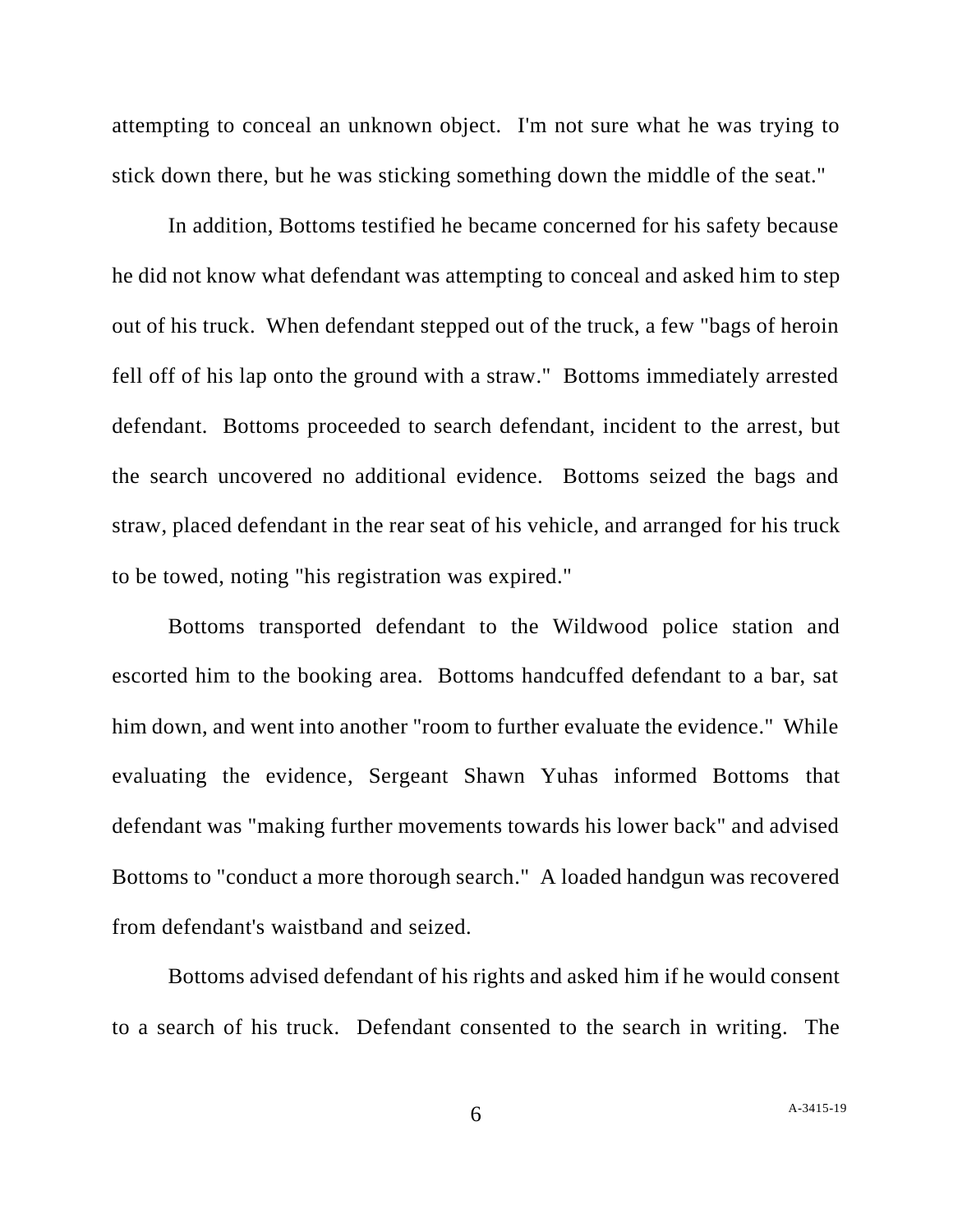attempting to conceal an unknown object. I'm not sure what he was trying to stick down there, but he was sticking something down the middle of the seat."

In addition, Bottoms testified he became concerned for his safety because he did not know what defendant was attempting to conceal and asked him to step out of his truck. When defendant stepped out of the truck, a few "bags of heroin fell off of his lap onto the ground with a straw." Bottoms immediately arrested defendant. Bottoms proceeded to search defendant, incident to the arrest, but the search uncovered no additional evidence. Bottoms seized the bags and straw, placed defendant in the rear seat of his vehicle, and arranged for his truck to be towed, noting "his registration was expired."

Bottoms transported defendant to the Wildwood police station and escorted him to the booking area. Bottoms handcuffed defendant to a bar, sat him down, and went into another "room to further evaluate the evidence." While evaluating the evidence, Sergeant Shawn Yuhas informed Bottoms that defendant was "making further movements towards his lower back" and advised Bottoms to "conduct a more thorough search." A loaded handgun was recovered from defendant's waistband and seized.

Bottoms advised defendant of his rights and asked him if he would consent to a search of his truck. Defendant consented to the search in writing. The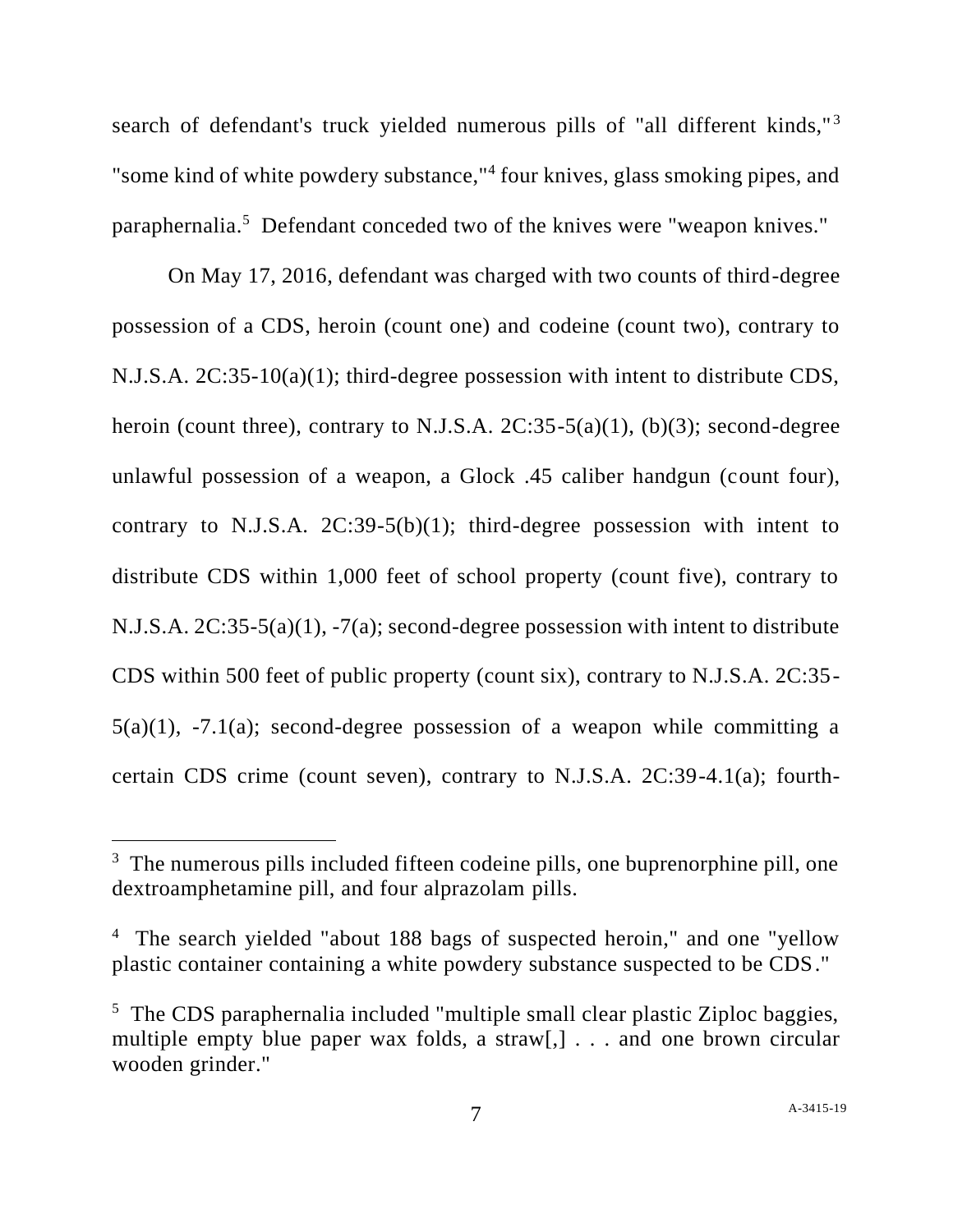search of defendant's truck yielded numerous pills of "all different kinds,"[3] "some kind of white powdery substance,"[4] four knives, glass smoking pipes, and paraphernalia.[5] Defendant conceded two of the knives were "weapon knives."

On May 17, 2016, defendant was charged with two counts of third-degree possession of a CDS, heroin (count one) and codeine (count two), contrary to N.J.S.A. 2C:35-10(a)(1); third-degree possession with intent to distribute CDS, heroin (count three), contrary to N.J.S.A. 2C:35-5(a)(1), (b)(3); second-degree unlawful possession of a weapon, a Glock .45 caliber handgun (count four), contrary to N.J.S.A. 2C:39-5(b)(1); third-degree possession with intent to distribute CDS within 1,000 feet of school property (count five), contrary to N.J.S.A. 2C:35-5(a)(1), -7(a); second-degree possession with intent to distribute CDS within 500 feet of public property (count six), contrary to N.J.S.A. 2C:35-5(a)(1), -7.1(a); second-degree possession of a weapon while committing a certain CDS crime (count seven), contrary to N.J.S.A. 2C:39-4.1(a); fourth-

---

[3] The numerous pills included fifteen codeine pills, one buprenorphine pill, one dextroamphetamine pill, and four alprazolam pills.

[4] The search yielded "about 188 bags of suspected heroin," and one "yellow plastic container containing a white powdery substance suspected to be CDS."

[5] The CDS paraphernalia included "multiple small clear plastic Ziploc baggies, multiple empty blue paper wax folds, a straw[,] . . . and one brown circular wooden grinder."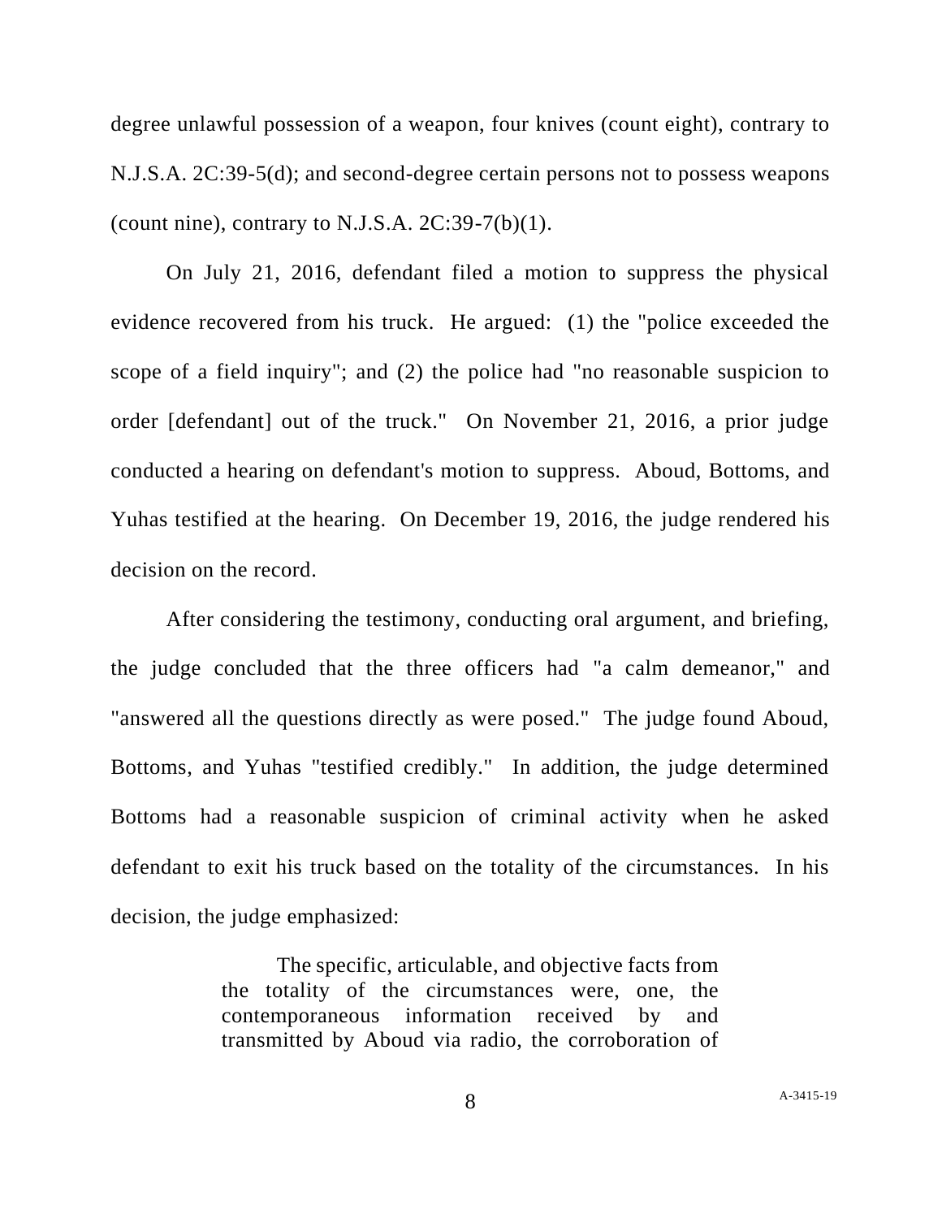degree unlawful possession of a weapon, four knives (count eight), contrary to N.J.S.A. 2C:39-5(d); and second-degree certain persons not to possess weapons (count nine), contrary to N.J.S.A. 2C:39-7(b)(1).

On July 21, 2016, defendant filed a motion to suppress the physical evidence recovered from his truck. He argued: (1) the "police exceeded the scope of a field inquiry"; and (2) the police had "no reasonable suspicion to order [defendant] out of the truck." On November 21, 2016, a prior judge conducted a hearing on defendant's motion to suppress. Aboud, Bottoms, and Yuhas testified at the hearing. On December 19, 2016, the judge rendered his decision on the record.

After considering the testimony, conducting oral argument, and briefing, the judge concluded that the three officers had "a calm demeanor," and "answered all the questions directly as were posed." The judge found Aboud, Bottoms, and Yuhas "testified credibly." In addition, the judge determined Bottoms had a reasonable suspicion of criminal activity when he asked defendant to exit his truck based on the totality of the circumstances. In his decision, the judge emphasized:

> The specific, articulable, and objective facts from the totality of the circumstances were, one, the contemporaneous information received by and transmitted by Aboud via radio, the corroboration of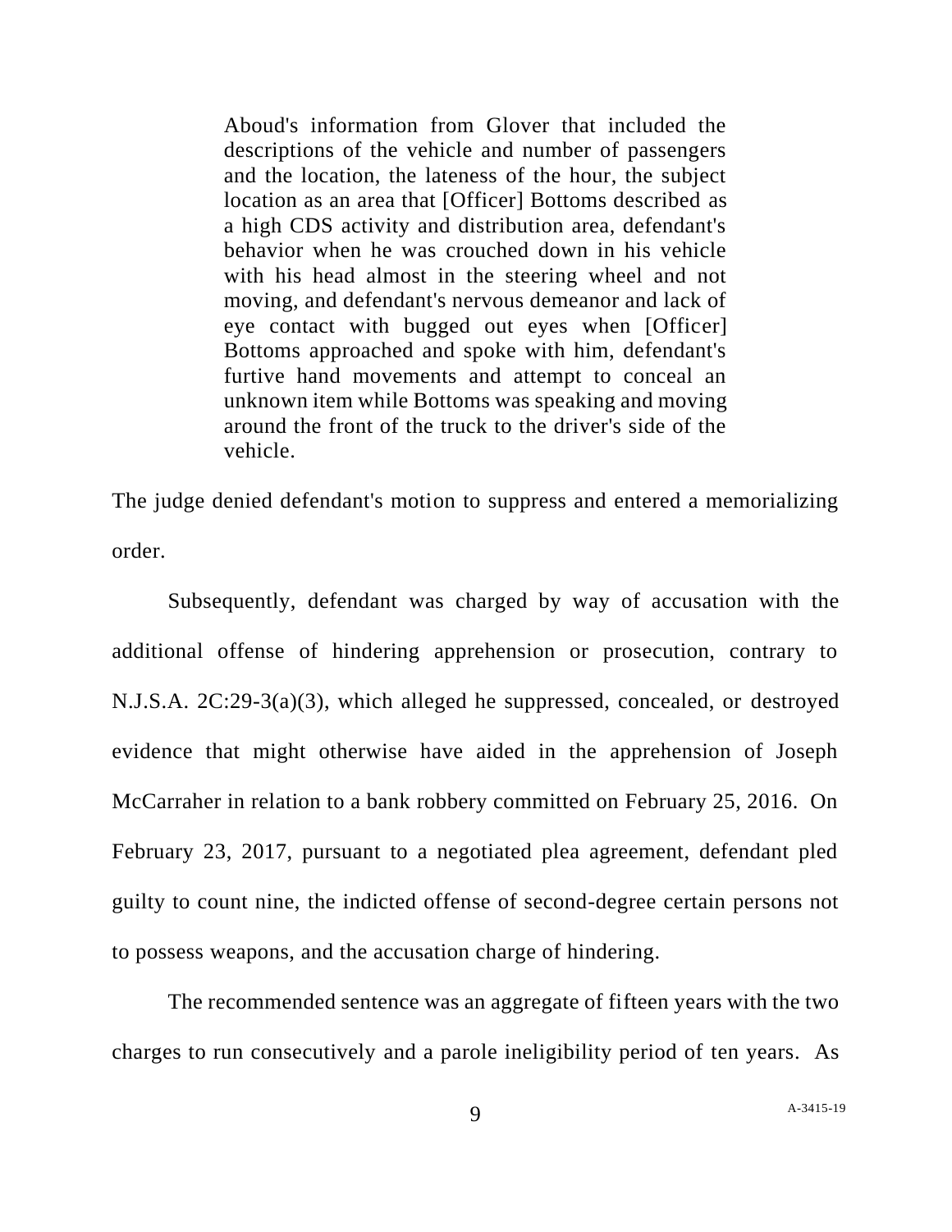> Aboud's information from Glover that included the descriptions of the vehicle and number of passengers and the location, the lateness of the hour, the subject location as an area that [Officer] Bottoms described as a high CDS activity and distribution area, defendant's behavior when he was crouched down in his vehicle with his head almost in the steering wheel and not moving, and defendant's nervous demeanor and lack of eye contact with bugged out eyes when [Officer] Bottoms approached and spoke with him, defendant's furtive hand movements and attempt to conceal an unknown item while Bottoms was speaking and moving around the front of the truck to the driver's side of the vehicle.

The judge denied defendant's motion to suppress and entered a memorializing order.

Subsequently, defendant was charged by way of accusation with the additional offense of hindering apprehension or prosecution, contrary to N.J.S.A. 2C:29-3(a)(3), which alleged he suppressed, concealed, or destroyed evidence that might otherwise have aided in the apprehension of Joseph McCarraher in relation to a bank robbery committed on February 25, 2016. On February 23, 2017, pursuant to a negotiated plea agreement, defendant pled guilty to count nine, the indicted offense of second-degree certain persons not to possess weapons, and the accusation charge of hindering.

The recommended sentence was an aggregate of fifteen years with the two charges to run consecutively and a parole ineligibility period of ten years. As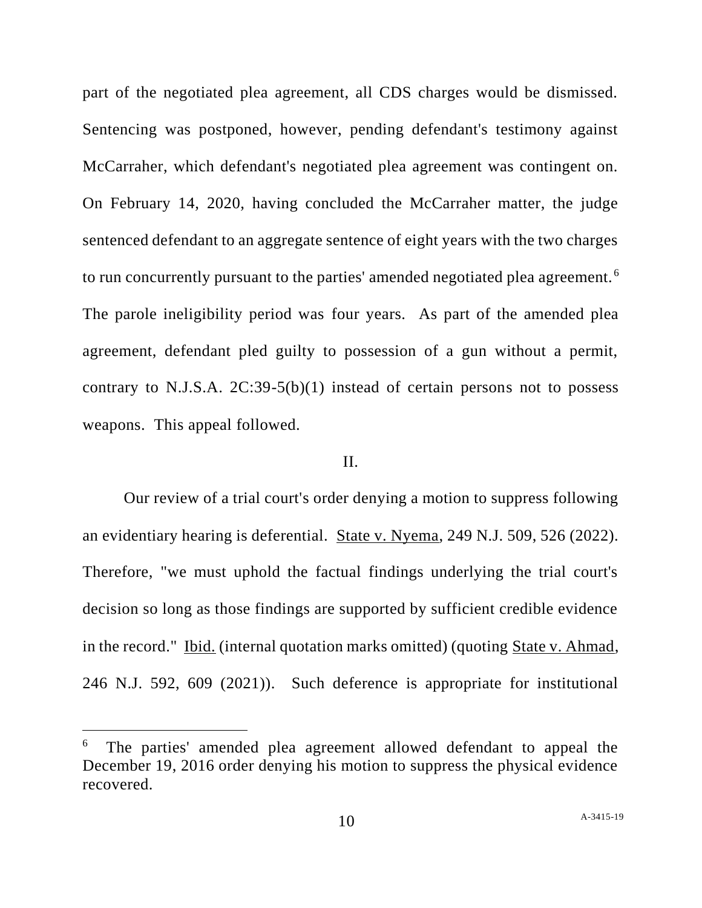part of the negotiated plea agreement, all CDS charges would be dismissed. Sentencing was postponed, however, pending defendant's testimony against McCarraher, which defendant's negotiated plea agreement was contingent on. On February 14, 2020, having concluded the McCarraher matter, the judge sentenced defendant to an aggregate sentence of eight years with the two charges to run concurrently pursuant to the parties' amended negotiated plea agreement.[6] The parole ineligibility period was four years. As part of the amended plea agreement, defendant pled guilty to possession of a gun without a permit, contrary to N.J.S.A. 2C:39-5(b)(1) instead of certain persons not to possess weapons. This appeal followed.

## II.

Our review of a trial court's order denying a motion to suppress following an evidentiary hearing is deferential. State v. Nyema, 249 N.J. 509, 526 (2022). Therefore, "we must uphold the factual findings underlying the trial court's decision so long as those findings are supported by sufficient credible evidence in the record." Ibid. (internal quotation marks omitted) (quoting State v. Ahmad, 246 N.J. 592, 609 (2021)). Such deference is appropriate for institutional

---

[6] The parties' amended plea agreement allowed defendant to appeal the December 19, 2016 order denying his motion to suppress the physical evidence recovered.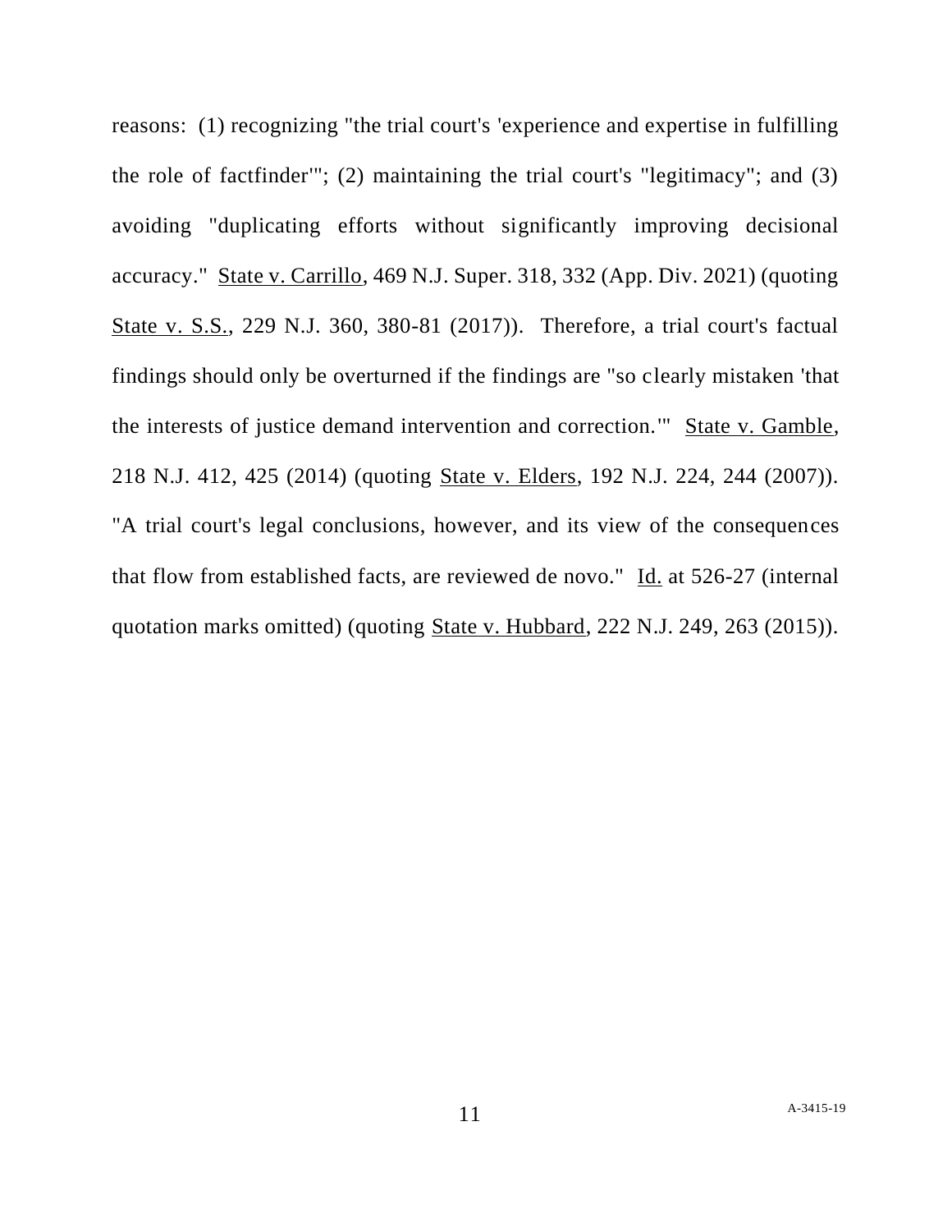reasons: (1) recognizing "the trial court's 'experience and expertise in fulfilling the role of factfinder'"; (2) maintaining the trial court's "legitimacy"; and (3) avoiding "duplicating efforts without significantly improving decisional accuracy." State v. Carrillo, 469 N.J. Super. 318, 332 (App. Div. 2021) (quoting State v. S.S., 229 N.J. 360, 380-81 (2017)). Therefore, a trial court's factual findings should only be overturned if the findings are "so clearly mistaken 'that the interests of justice demand intervention and correction.'" State v. Gamble, 218 N.J. 412, 425 (2014) (quoting State v. Elders, 192 N.J. 224, 244 (2007)). "A trial court's legal conclusions, however, and its view of the consequences that flow from established facts, are reviewed de novo." Id. at 526-27 (internal quotation marks omitted) (quoting State v. Hubbard, 222 N.J. 249, 263 (2015)).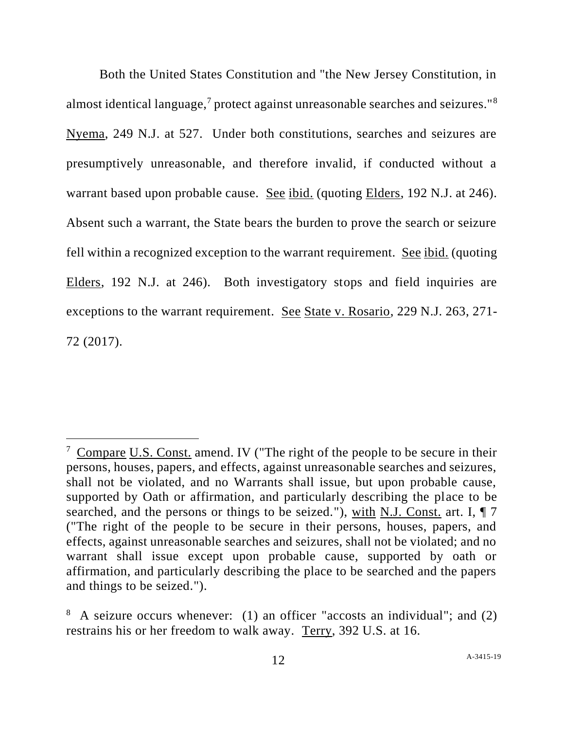Both the United States Constitution and "the New Jersey Constitution, in almost identical language,[7] protect against unreasonable searches and seizures."[8] Nyema, 249 N.J. at 527. Under both constitutions, searches and seizures are presumptively unreasonable, and therefore invalid, if conducted without a warrant based upon probable cause. See ibid. (quoting Elders, 192 N.J. at 246). Absent such a warrant, the State bears the burden to prove the search or seizure fell within a recognized exception to the warrant requirement. See ibid. (quoting Elders, 192 N.J. at 246). Both investigatory stops and field inquiries are exceptions to the warrant requirement. See State v. Rosario, 229 N.J. 263, 271-72 (2017).

---

[7] Compare U.S. Const. amend. IV ("The right of the people to be secure in their persons, houses, papers, and effects, against unreasonable searches and seizures, shall not be violated, and no Warrants shall issue, but upon probable cause, supported by Oath or affirmation, and particularly describing the place to be searched, and the persons or things to be seized."), with N.J. Const. art. I, ¶ 7 ("The right of the people to be secure in their persons, houses, papers, and effects, against unreasonable searches and seizures, shall not be violated; and no warrant shall issue except upon probable cause, supported by oath or affirmation, and particularly describing the place to be searched and the papers and things to be seized.").

[8] A seizure occurs whenever: (1) an officer "accosts an individual"; and (2) restrains his or her freedom to walk away. Terry, 392 U.S. at 16.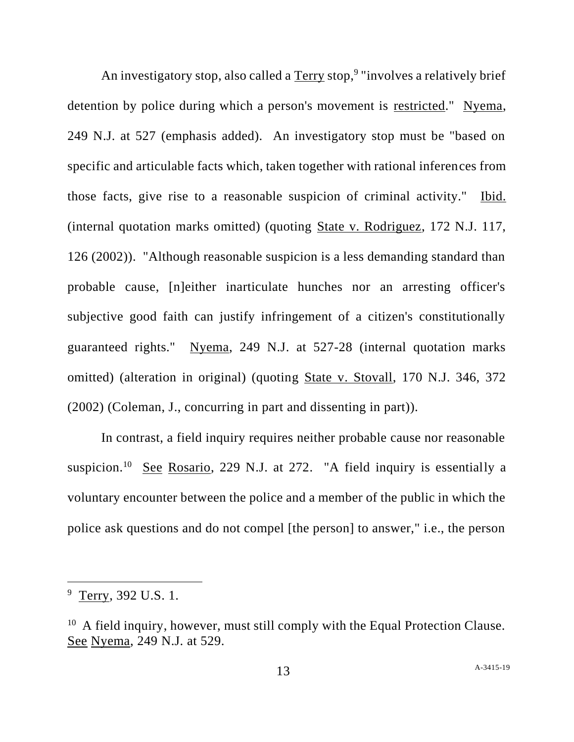An investigatory stop, also called a Terry stop,[9] "involves a relatively brief detention by police during which a person's movement is restricted." Nyema, 249 N.J. at 527 (emphasis added). An investigatory stop must be "based on specific and articulable facts which, taken together with rational inferences from those facts, give rise to a reasonable suspicion of criminal activity." Ibid. (internal quotation marks omitted) (quoting State v. Rodriguez, 172 N.J. 117, 126 (2002)). "Although reasonable suspicion is a less demanding standard than probable cause, [n]either inarticulate hunches nor an arresting officer's subjective good faith can justify infringement of a citizen's constitutionally guaranteed rights." Nyema, 249 N.J. at 527-28 (internal quotation marks omitted) (alteration in original) (quoting State v. Stovall, 170 N.J. 346, 372 (2002) (Coleman, J., concurring in part and dissenting in part)).

In contrast, a field inquiry requires neither probable cause nor reasonable suspicion.[10] See Rosario, 229 N.J. at 272. "A field inquiry is essentially a voluntary encounter between the police and a member of the public in which the police ask questions and do not compel [the person] to answer," i.e., the person

---

[9] Terry, 392 U.S. 1.

[10] A field inquiry, however, must still comply with the Equal Protection Clause. See Nyema, 249 N.J. at 529.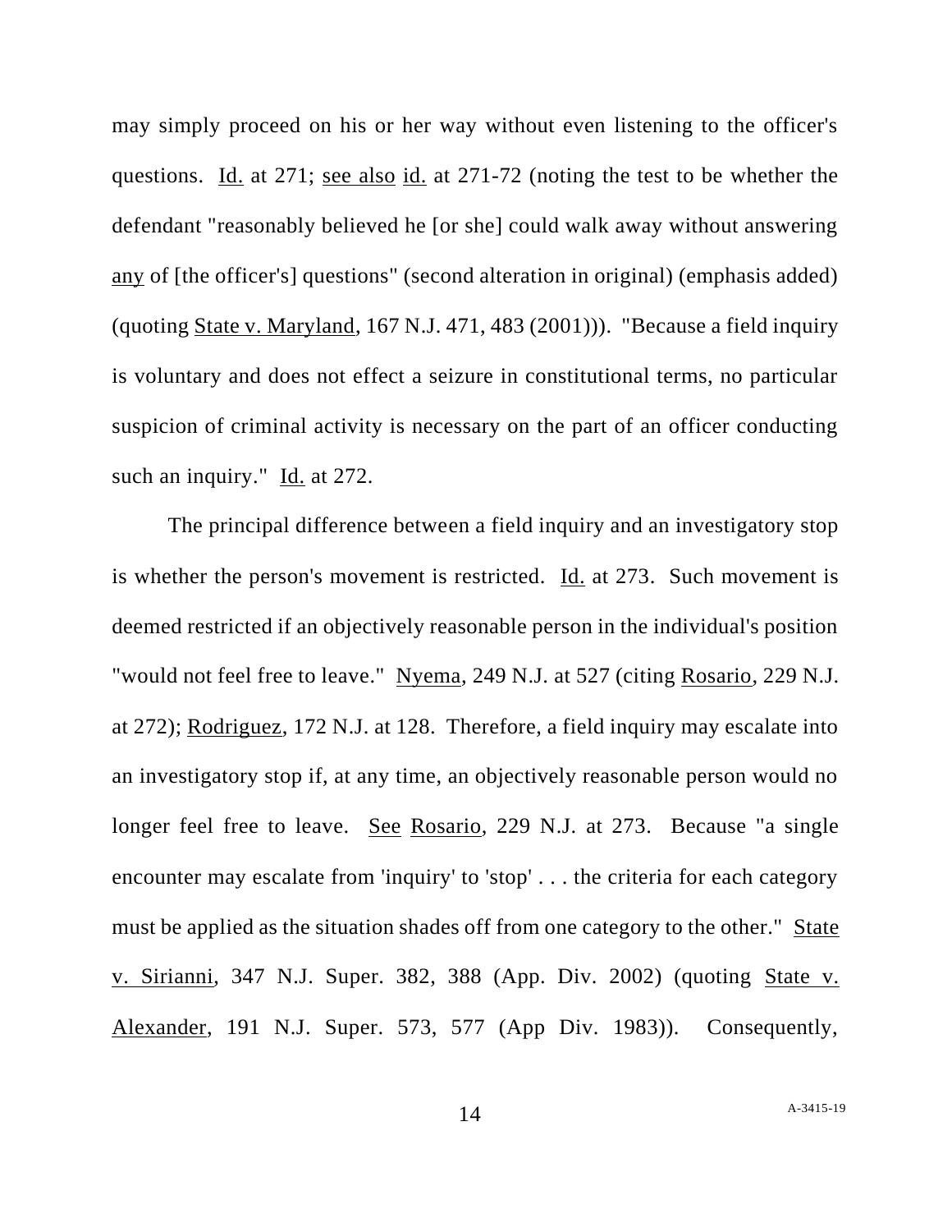may simply proceed on his or her way without even listening to the officer's questions. Id. at 271; see also id. at 271-72 (noting the test to be whether the defendant "reasonably believed he [or she] could walk away without answering any of [the officer's] questions" (second alteration in original) (emphasis added) (quoting State v. Maryland, 167 N.J. 471, 483 (2001))). "Because a field inquiry is voluntary and does not effect a seizure in constitutional terms, no particular suspicion of criminal activity is necessary on the part of an officer conducting such an inquiry." Id. at 272.

The principal difference between a field inquiry and an investigatory stop is whether the person's movement is restricted. Id. at 273. Such movement is deemed restricted if an objectively reasonable person in the individual's position "would not feel free to leave." Nyema, 249 N.J. at 527 (citing Rosario, 229 N.J. at 272); Rodriguez, 172 N.J. at 128. Therefore, a field inquiry may escalate into an investigatory stop if, at any time, an objectively reasonable person would no longer feel free to leave. See Rosario, 229 N.J. at 273. Because "a single encounter may escalate from 'inquiry' to 'stop' . . . the criteria for each category must be applied as the situation shades off from one category to the other." State v. Sirianni, 347 N.J. Super. 382, 388 (App. Div. 2002) (quoting State v. Alexander, 191 N.J. Super. 573, 577 (App Div. 1983)). Consequently,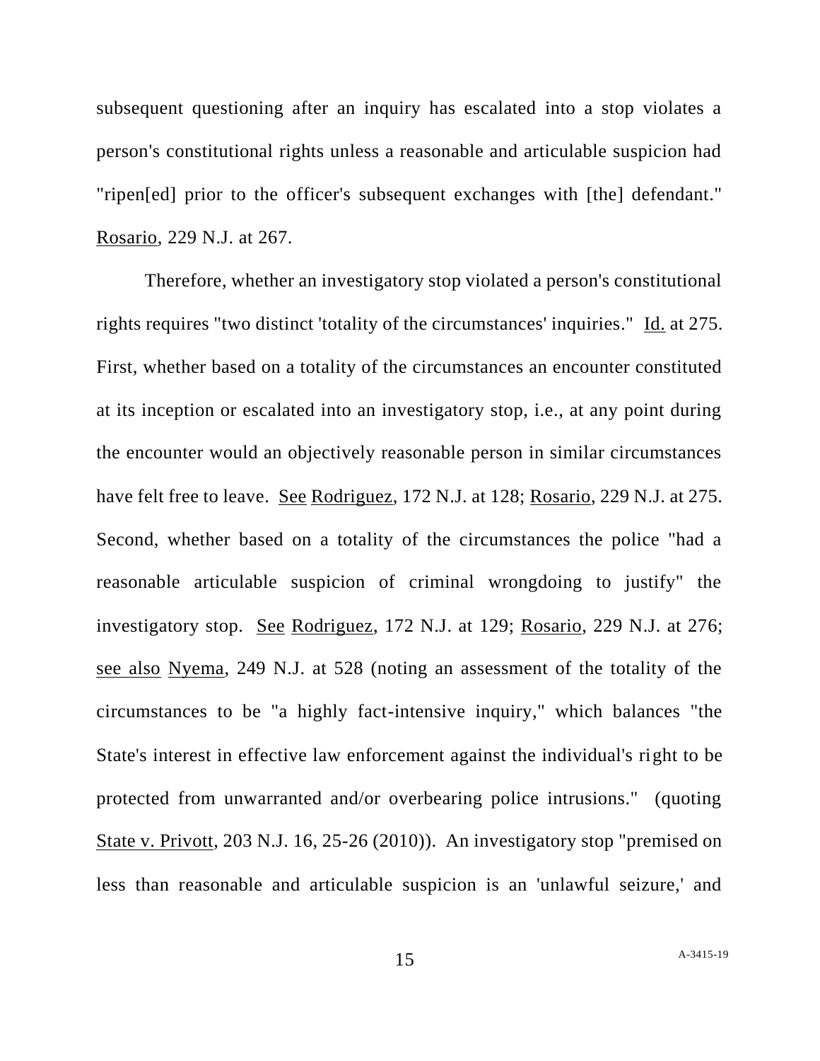subsequent questioning after an inquiry has escalated into a stop violates a person's constitutional rights unless a reasonable and articulable suspicion had "ripen[ed] prior to the officer's subsequent exchanges with [the] defendant." Rosario, 229 N.J. at 267.

Therefore, whether an investigatory stop violated a person's constitutional rights requires "two distinct 'totality of the circumstances' inquiries." Id. at 275. First, whether based on a totality of the circumstances an encounter constituted at its inception or escalated into an investigatory stop, i.e., at any point during the encounter would an objectively reasonable person in similar circumstances have felt free to leave. See Rodriguez, 172 N.J. at 128; Rosario, 229 N.J. at 275. Second, whether based on a totality of the circumstances the police "had a reasonable articulable suspicion of criminal wrongdoing to justify" the investigatory stop. See Rodriguez, 172 N.J. at 129; Rosario, 229 N.J. at 276; see also Nyema, 249 N.J. at 528 (noting an assessment of the totality of the circumstances to be "a highly fact-intensive inquiry," which balances "the State's interest in effective law enforcement against the individual's right to be protected from unwarranted and/or overbearing police intrusions." (quoting State v. Privott, 203 N.J. 16, 25-26 (2010)). An investigatory stop "premised on less than reasonable and articulable suspicion is an 'unlawful seizure,' and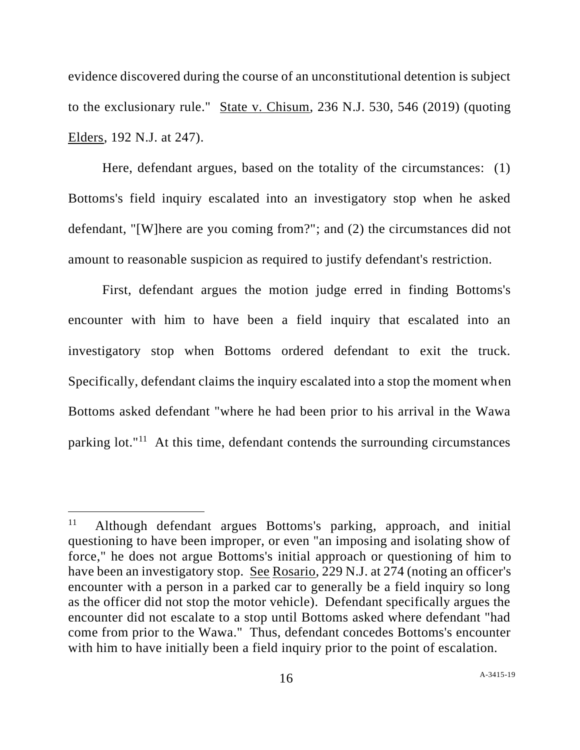evidence discovered during the course of an unconstitutional detention is subject to the exclusionary rule." State v. Chisum, 236 N.J. 530, 546 (2019) (quoting Elders, 192 N.J. at 247).

Here, defendant argues, based on the totality of the circumstances: (1) Bottoms's field inquiry escalated into an investigatory stop when he asked defendant, "[W]here are you coming from?"; and (2) the circumstances did not amount to reasonable suspicion as required to justify defendant's restriction.

First, defendant argues the motion judge erred in finding Bottoms's encounter with him to have been a field inquiry that escalated into an investigatory stop when Bottoms ordered defendant to exit the truck. Specifically, defendant claims the inquiry escalated into a stop the moment when Bottoms asked defendant "where he had been prior to his arrival in the Wawa parking lot."[11] At this time, defendant contends the surrounding circumstances

---

[11] Although defendant argues Bottoms's parking, approach, and initial questioning to have been improper, or even "an imposing and isolating show of force," he does not argue Bottoms's initial approach or questioning of him to have been an investigatory stop. See Rosario, 229 N.J. at 274 (noting an officer's encounter with a person in a parked car to generally be a field inquiry so long as the officer did not stop the motor vehicle). Defendant specifically argues the encounter did not escalate to a stop until Bottoms asked where defendant "had come from prior to the Wawa." Thus, defendant concedes Bottoms's encounter with him to have initially been a field inquiry prior to the point of escalation.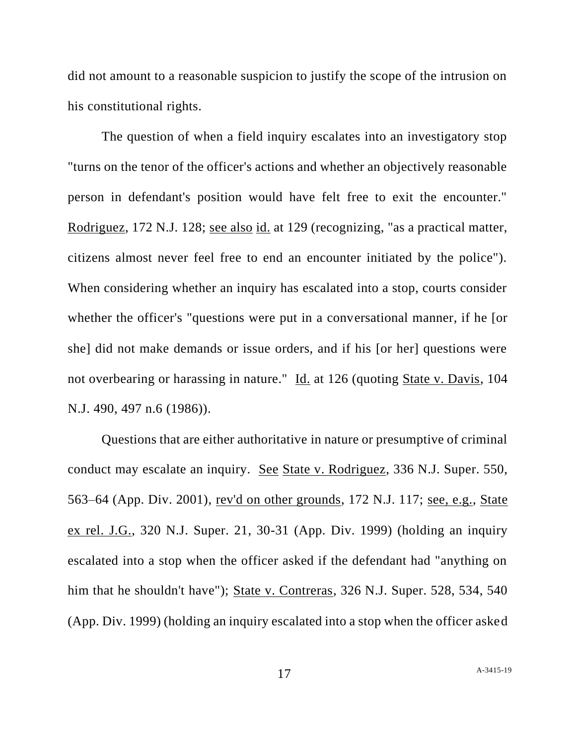did not amount to a reasonable suspicion to justify the scope of the intrusion on his constitutional rights.

The question of when a field inquiry escalates into an investigatory stop "turns on the tenor of the officer's actions and whether an objectively reasonable person in defendant's position would have felt free to exit the encounter." Rodriguez, 172 N.J. 128; see also id. at 129 (recognizing, "as a practical matter, citizens almost never feel free to end an encounter initiated by the police"). When considering whether an inquiry has escalated into a stop, courts consider whether the officer's "questions were put in a conversational manner, if he [or she] did not make demands or issue orders, and if his [or her] questions were not overbearing or harassing in nature." Id. at 126 (quoting State v. Davis, 104 N.J. 490, 497 n.6 (1986)).

Questions that are either authoritative in nature or presumptive of criminal conduct may escalate an inquiry. See State v. Rodriguez, 336 N.J. Super. 550, 563–64 (App. Div. 2001), rev'd on other grounds, 172 N.J. 117; see, e.g., State ex rel. J.G., 320 N.J. Super. 21, 30-31 (App. Div. 1999) (holding an inquiry escalated into a stop when the officer asked if the defendant had "anything on him that he shouldn't have"); State v. Contreras, 326 N.J. Super. 528, 534, 540 (App. Div. 1999) (holding an inquiry escalated into a stop when the officer asked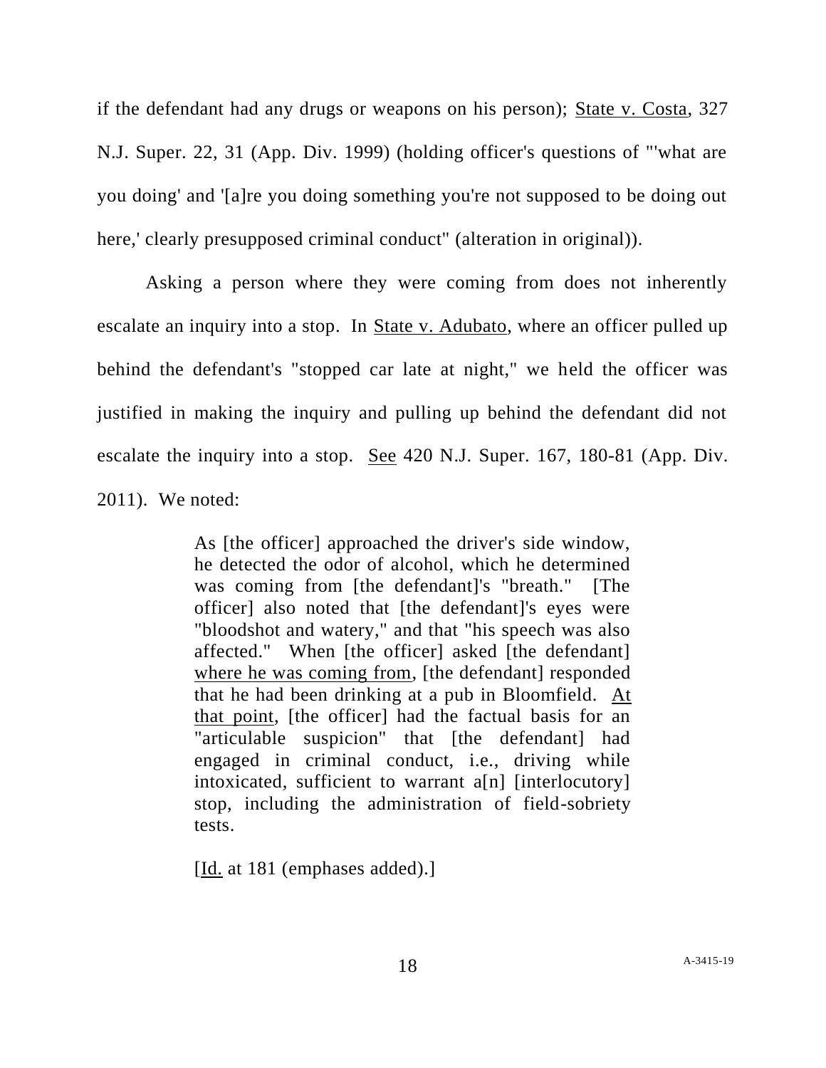if the defendant had any drugs or weapons on his person); State v. Costa, 327 N.J. Super. 22, 31 (App. Div. 1999) (holding officer's questions of "'what are you doing' and '[a]re you doing something you're not supposed to be doing out here,' clearly presupposed criminal conduct" (alteration in original)).

Asking a person where they were coming from does not inherently escalate an inquiry into a stop. In State v. Adubato, where an officer pulled up behind the defendant's "stopped car late at night," we held the officer was justified in making the inquiry and pulling up behind the defendant did not escalate the inquiry into a stop. See 420 N.J. Super. 167, 180-81 (App. Div. 2011). We noted:

> As [the officer] approached the driver's side window, he detected the odor of alcohol, which he determined was coming from [the defendant]'s "breath." [The officer] also noted that [the defendant]'s eyes were "bloodshot and watery," and that "his speech was also affected." When [the officer] asked [the defendant] where he was coming from, [the defendant] responded that he had been drinking at a pub in Bloomfield. At that point, [the officer] had the factual basis for an "articulable suspicion" that [the defendant] had engaged in criminal conduct, i.e., driving while intoxicated, sufficient to warrant a[n] [interlocutory] stop, including the administration of field-sobriety tests.
>
> [Id. at 181 (emphases added).]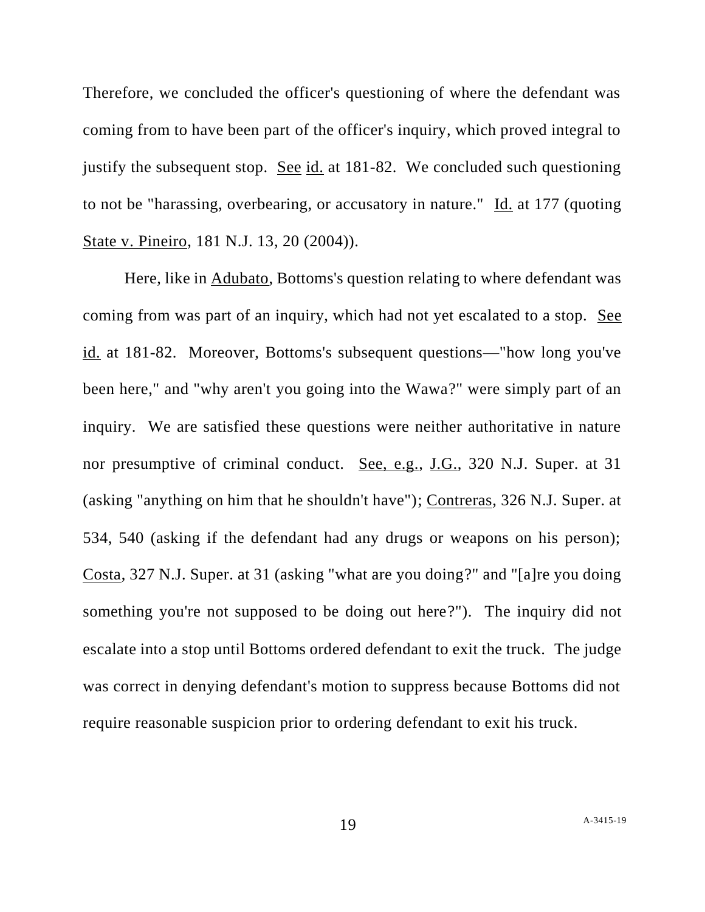Therefore, we concluded the officer's questioning of where the defendant was coming from to have been part of the officer's inquiry, which proved integral to justify the subsequent stop. See id. at 181-82. We concluded such questioning to not be "harassing, overbearing, or accusatory in nature." Id. at 177 (quoting State v. Pineiro, 181 N.J. 13, 20 (2004)).

Here, like in Adubato, Bottoms's question relating to where defendant was coming from was part of an inquiry, which had not yet escalated to a stop. See id. at 181-82. Moreover, Bottoms's subsequent questions—"how long you've been here," and "why aren't you going into the Wawa?" were simply part of an inquiry. We are satisfied these questions were neither authoritative in nature nor presumptive of criminal conduct. See, e.g., J.G., 320 N.J. Super. at 31 (asking "anything on him that he shouldn't have"); Contreras, 326 N.J. Super. at 534, 540 (asking if the defendant had any drugs or weapons on his person); Costa, 327 N.J. Super. at 31 (asking "what are you doing?" and "[a]re you doing something you're not supposed to be doing out here?"). The inquiry did not escalate into a stop until Bottoms ordered defendant to exit the truck. The judge was correct in denying defendant's motion to suppress because Bottoms did not require reasonable suspicion prior to ordering defendant to exit his truck.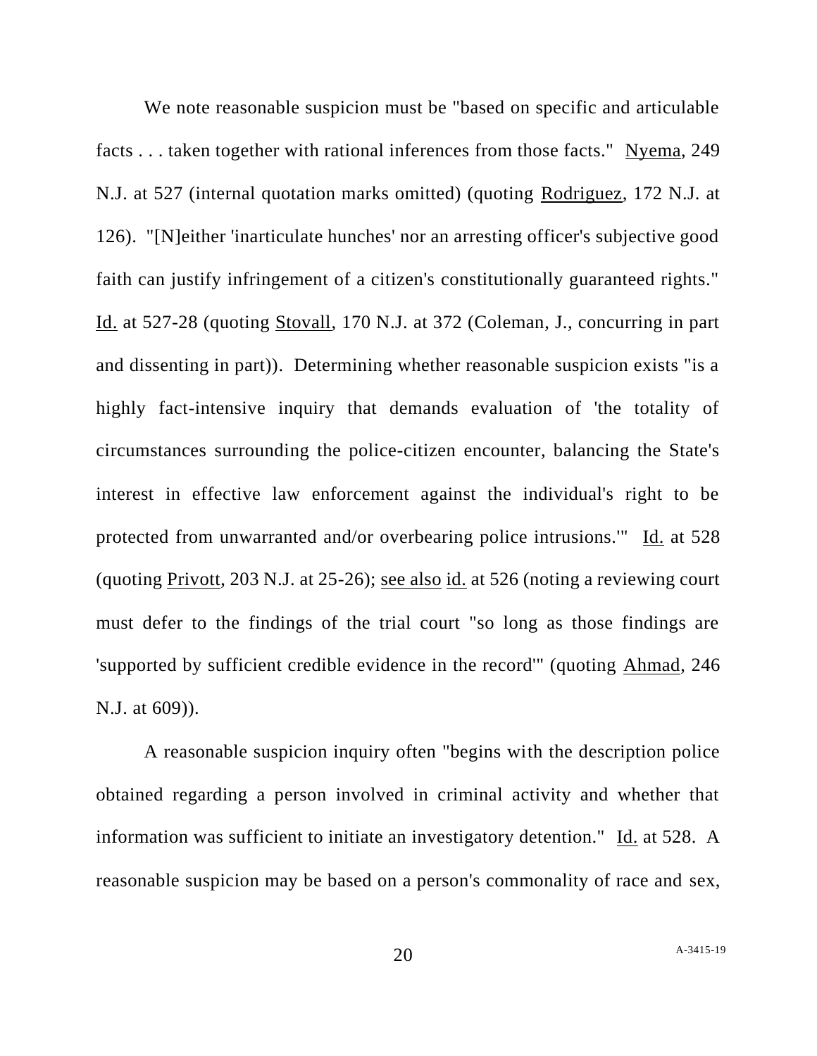We note reasonable suspicion must be "based on specific and articulable facts . . . taken together with rational inferences from those facts." Nyema, 249 N.J. at 527 (internal quotation marks omitted) (quoting Rodriguez, 172 N.J. at 126). "[N]either 'inarticulate hunches' nor an arresting officer's subjective good faith can justify infringement of a citizen's constitutionally guaranteed rights." Id. at 527-28 (quoting Stovall, 170 N.J. at 372 (Coleman, J., concurring in part and dissenting in part)). Determining whether reasonable suspicion exists "is a highly fact-intensive inquiry that demands evaluation of 'the totality of circumstances surrounding the police-citizen encounter, balancing the State's interest in effective law enforcement against the individual's right to be protected from unwarranted and/or overbearing police intrusions.'" Id. at 528 (quoting Privott, 203 N.J. at 25-26); see also id. at 526 (noting a reviewing court must defer to the findings of the trial court "so long as those findings are 'supported by sufficient credible evidence in the record'" (quoting Ahmad, 246 N.J. at 609)).

A reasonable suspicion inquiry often "begins with the description police obtained regarding a person involved in criminal activity and whether that information was sufficient to initiate an investigatory detention." Id. at 528. A reasonable suspicion may be based on a person's commonality of race and sex,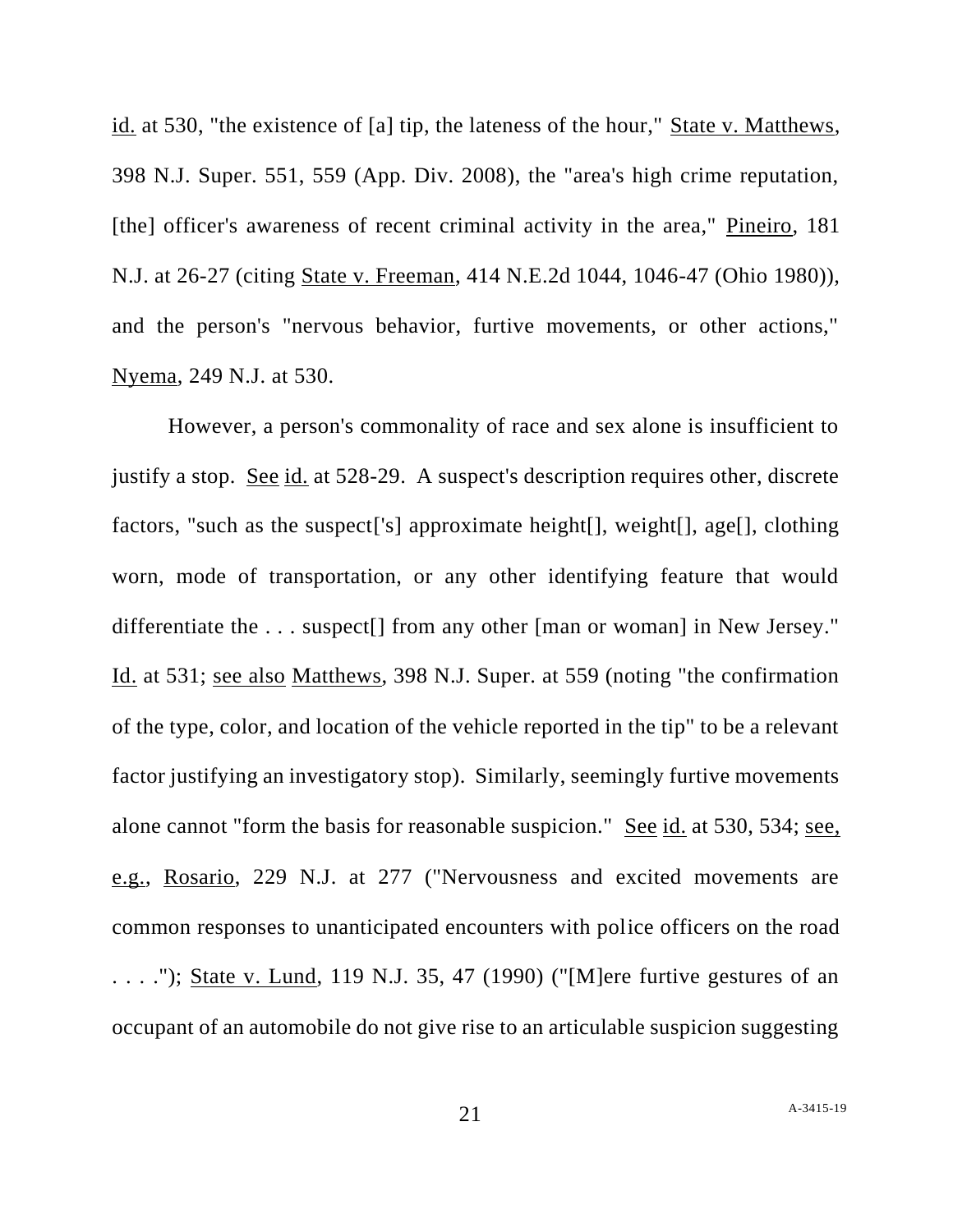id. at 530, "the existence of [a] tip, the lateness of the hour," State v. Matthews, 398 N.J. Super. 551, 559 (App. Div. 2008), the "area's high crime reputation, [the] officer's awareness of recent criminal activity in the area," Pineiro, 181 N.J. at 26-27 (citing State v. Freeman, 414 N.E.2d 1044, 1046-47 (Ohio 1980)), and the person's "nervous behavior, furtive movements, or other actions," Nyema, 249 N.J. at 530.

However, a person's commonality of race and sex alone is insufficient to justify a stop. See id. at 528-29. A suspect's description requires other, discrete factors, "such as the suspect['s] approximate height[], weight[], age[], clothing worn, mode of transportation, or any other identifying feature that would differentiate the . . . suspect[] from any other [man or woman] in New Jersey." Id. at 531; see also Matthews, 398 N.J. Super. at 559 (noting "the confirmation of the type, color, and location of the vehicle reported in the tip" to be a relevant factor justifying an investigatory stop). Similarly, seemingly furtive movements alone cannot "form the basis for reasonable suspicion." See id. at 530, 534; see, e.g., Rosario, 229 N.J. at 277 ("Nervousness and excited movements are common responses to unanticipated encounters with police officers on the road . . . ."); State v. Lund, 119 N.J. 35, 47 (1990) ("[M]ere furtive gestures of an occupant of an automobile do not give rise to an articulable suspicion suggesting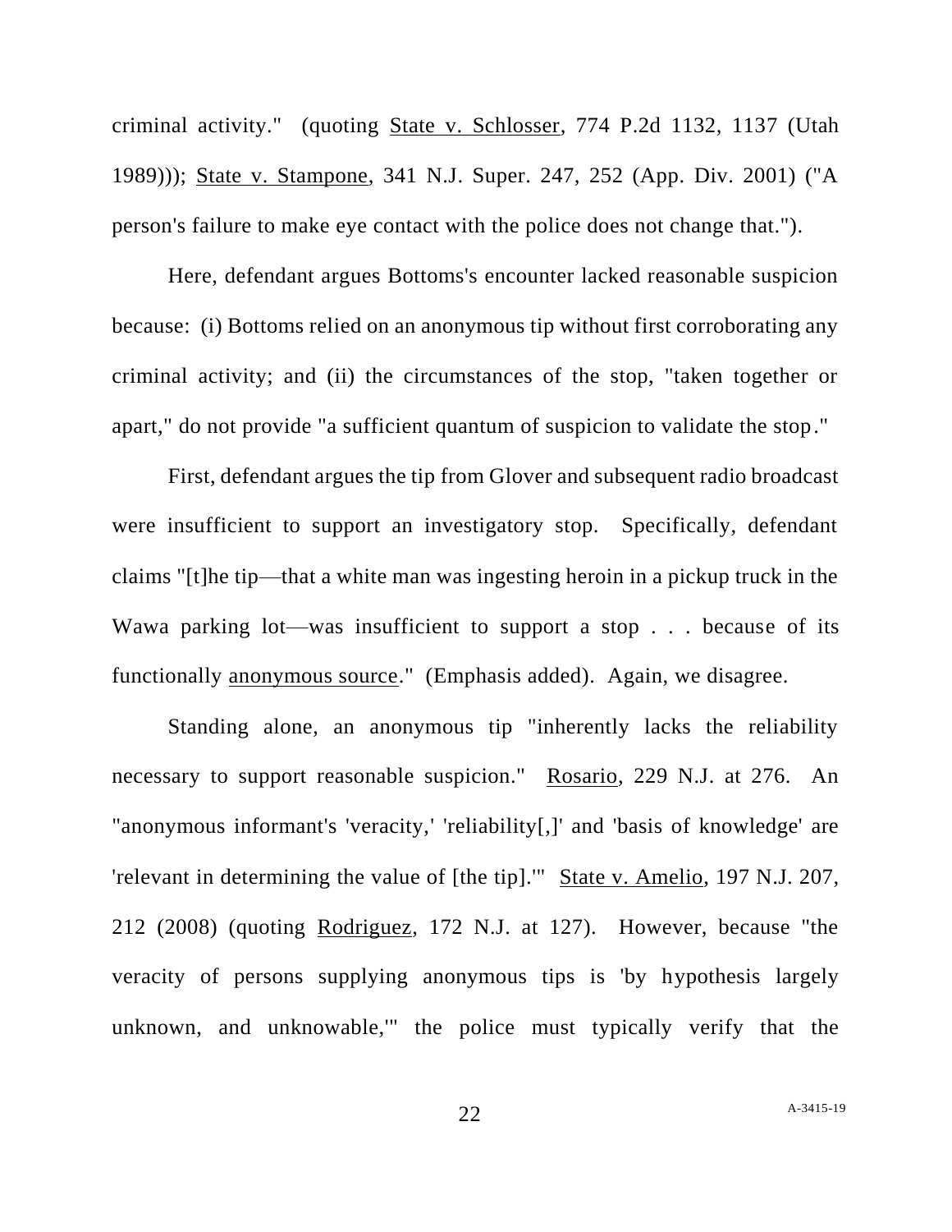criminal activity." (quoting State v. Schlosser, 774 P.2d 1132, 1137 (Utah 1989))); State v. Stampone, 341 N.J. Super. 247, 252 (App. Div. 2001) ("A person's failure to make eye contact with the police does not change that.").

Here, defendant argues Bottoms's encounter lacked reasonable suspicion because: (i) Bottoms relied on an anonymous tip without first corroborating any criminal activity; and (ii) the circumstances of the stop, "taken together or apart," do not provide "a sufficient quantum of suspicion to validate the stop."

First, defendant argues the tip from Glover and subsequent radio broadcast were insufficient to support an investigatory stop. Specifically, defendant claims "[t]he tip—that a white man was ingesting heroin in a pickup truck in the Wawa parking lot—was insufficient to support a stop . . . because of its functionally anonymous source." (Emphasis added). Again, we disagree.

Standing alone, an anonymous tip "inherently lacks the reliability necessary to support reasonable suspicion." Rosario, 229 N.J. at 276. An "anonymous informant's 'veracity,' 'reliability[,]' and 'basis of knowledge' are 'relevant in determining the value of [the tip].'" State v. Amelio, 197 N.J. 207, 212 (2008) (quoting Rodriguez, 172 N.J. at 127). However, because "the veracity of persons supplying anonymous tips is 'by hypothesis largely unknown, and unknowable,'" the police must typically verify that the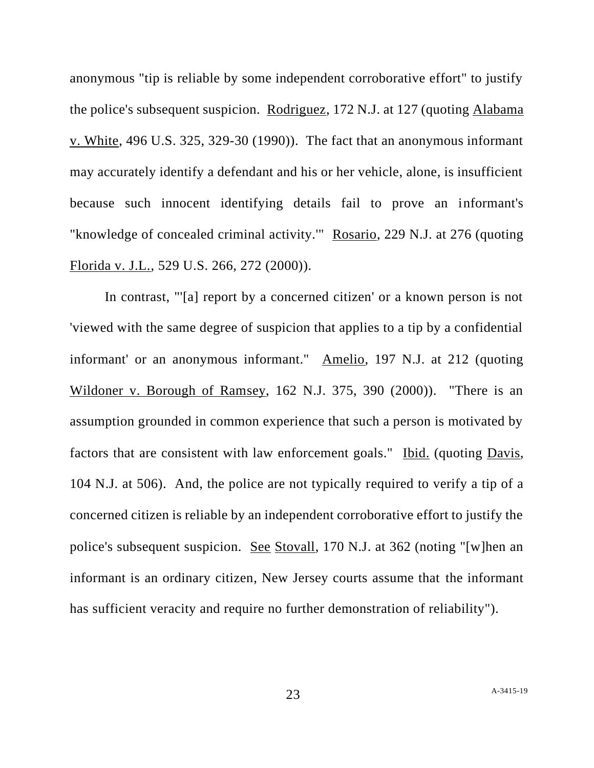anonymous "tip is reliable by some independent corroborative effort" to justify the police's subsequent suspicion. Rodriguez, 172 N.J. at 127 (quoting Alabama v. White, 496 U.S. 325, 329-30 (1990)). The fact that an anonymous informant may accurately identify a defendant and his or her vehicle, alone, is insufficient because such innocent identifying details fail to prove an informant's "knowledge of concealed criminal activity.'" Rosario, 229 N.J. at 276 (quoting Florida v. J.L., 529 U.S. 266, 272 (2000)).

In contrast, "'[a] report by a concerned citizen' or a known person is not 'viewed with the same degree of suspicion that applies to a tip by a confidential informant' or an anonymous informant." Amelio, 197 N.J. at 212 (quoting Wildoner v. Borough of Ramsey, 162 N.J. 375, 390 (2000)). "There is an assumption grounded in common experience that such a person is motivated by factors that are consistent with law enforcement goals." Ibid. (quoting Davis, 104 N.J. at 506). And, the police are not typically required to verify a tip of a concerned citizen is reliable by an independent corroborative effort to justify the police's subsequent suspicion. See Stovall, 170 N.J. at 362 (noting "[w]hen an informant is an ordinary citizen, New Jersey courts assume that the informant has sufficient veracity and require no further demonstration of reliability").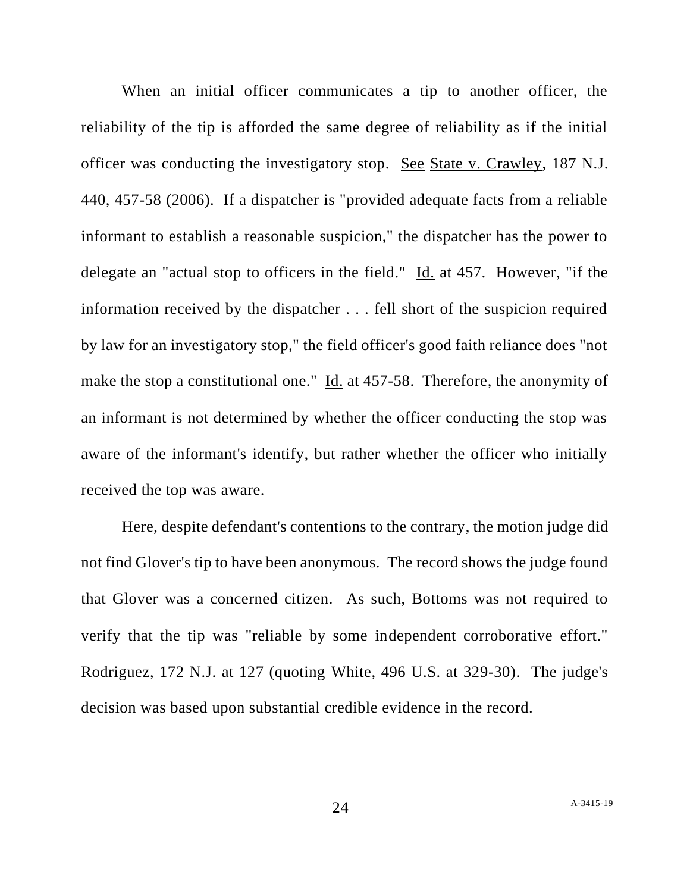When an initial officer communicates a tip to another officer, the reliability of the tip is afforded the same degree of reliability as if the initial officer was conducting the investigatory stop. See State v. Crawley, 187 N.J. 440, 457-58 (2006). If a dispatcher is "provided adequate facts from a reliable informant to establish a reasonable suspicion," the dispatcher has the power to delegate an "actual stop to officers in the field." Id. at 457. However, "if the information received by the dispatcher . . . fell short of the suspicion required by law for an investigatory stop," the field officer's good faith reliance does "not make the stop a constitutional one." Id. at 457-58. Therefore, the anonymity of an informant is not determined by whether the officer conducting the stop was aware of the informant's identify, but rather whether the officer who initially received the top was aware.

Here, despite defendant's contentions to the contrary, the motion judge did not find Glover's tip to have been anonymous. The record shows the judge found that Glover was a concerned citizen. As such, Bottoms was not required to verify that the tip was "reliable by some independent corroborative effort." Rodriguez, 172 N.J. at 127 (quoting White, 496 U.S. at 329-30). The judge's decision was based upon substantial credible evidence in the record.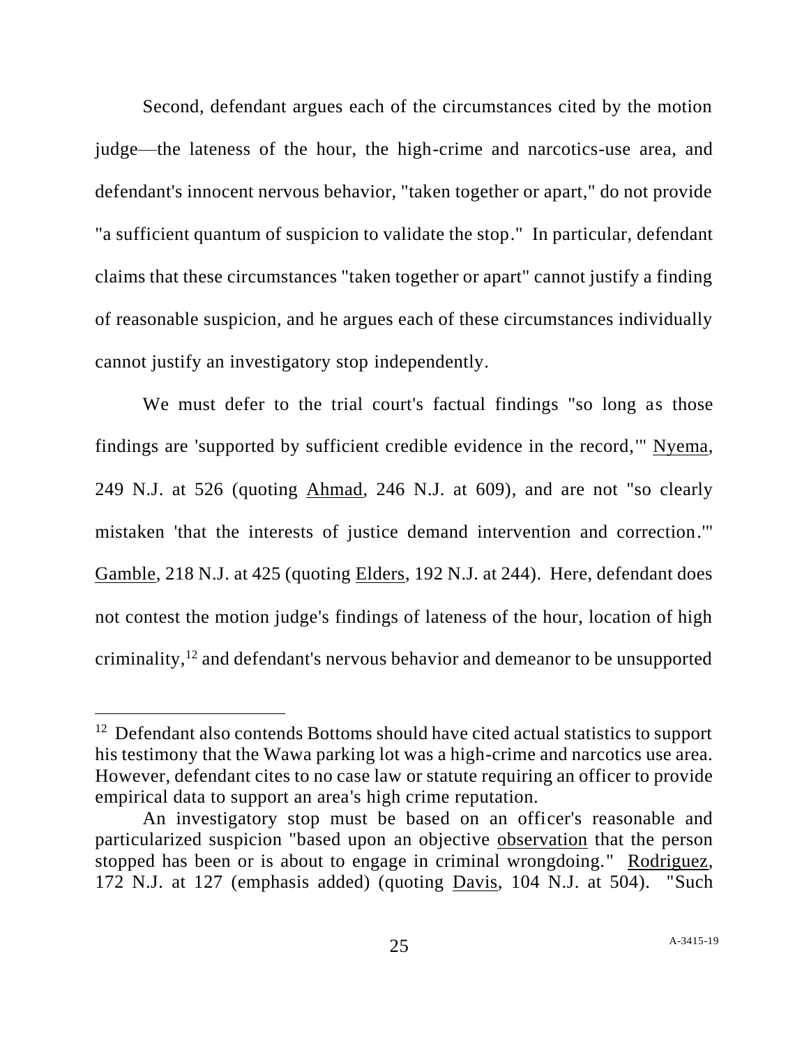Second, defendant argues each of the circumstances cited by the motion judge—the lateness of the hour, the high-crime and narcotics-use area, and defendant's innocent nervous behavior, "taken together or apart," do not provide "a sufficient quantum of suspicion to validate the stop." In particular, defendant claims that these circumstances "taken together or apart" cannot justify a finding of reasonable suspicion, and he argues each of these circumstances individually cannot justify an investigatory stop independently.

We must defer to the trial court's factual findings "so long as those findings are 'supported by sufficient credible evidence in the record,'" <u>Nyema</u>, 249 N.J. at 526 (quoting <u>Ahmad</u>, 246 N.J. at 609), and are not "so clearly mistaken 'that the interests of justice demand intervention and correction.'" <u>Gamble</u>, 218 N.J. at 425 (quoting <u>Elders</u>, 192 N.J. at 244). Here, defendant does not contest the motion judge's findings of lateness of the hour, location of high criminality,[12] and defendant's nervous behavior and demeanor to be unsupported

---

[12] Defendant also contends Bottoms should have cited actual statistics to support his testimony that the Wawa parking lot was a high-crime and narcotics use area. However, defendant cites to no case law or statute requiring an officer to provide empirical data to support an area's high crime reputation.

An investigatory stop must be based on an officer's reasonable and particularized suspicion "based upon an objective <u>observation</u> that the person stopped has been or is about to engage in criminal wrongdoing." <u>Rodriguez</u>, 172 N.J. at 127 (emphasis added) (quoting <u>Davis</u>, 104 N.J. at 504). "Such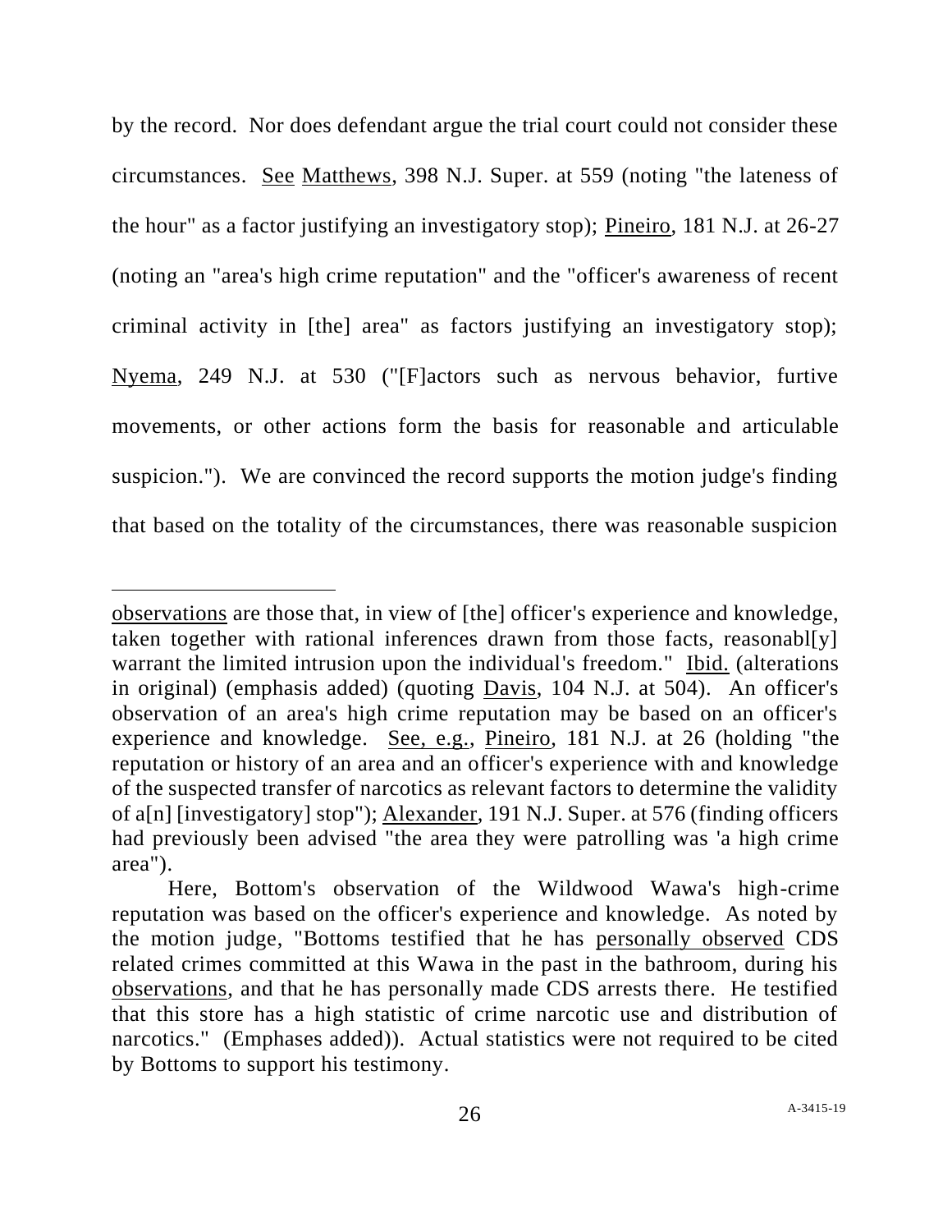by the record. Nor does defendant argue the trial court could not consider these circumstances. See Matthews, 398 N.J. Super. at 559 (noting "the lateness of the hour" as a factor justifying an investigatory stop); Pineiro, 181 N.J. at 26-27 (noting an "area's high crime reputation" and the "officer's awareness of recent criminal activity in [the] area" as factors justifying an investigatory stop); Nyema, 249 N.J. at 530 ("[F]actors such as nervous behavior, furtive movements, or other actions form the basis for reasonable and articulable suspicion."). We are convinced the record supports the motion judge's finding that based on the totality of the circumstances, there was reasonable suspicion

---

observations are those that, in view of [the] officer's experience and knowledge, taken together with rational inferences drawn from those facts, reasonabl[y] warrant the limited intrusion upon the individual's freedom." Ibid. (alterations in original) (emphasis added) (quoting Davis, 104 N.J. at 504). An officer's observation of an area's high crime reputation may be based on an officer's experience and knowledge. See, e.g., Pineiro, 181 N.J. at 26 (holding "the reputation or history of an area and an officer's experience with and knowledge of the suspected transfer of narcotics as relevant factors to determine the validity of a[n] [investigatory] stop"); Alexander, 191 N.J. Super. at 576 (finding officers had previously been advised "the area they were patrolling was 'a high crime area").

Here, Bottom's observation of the Wildwood Wawa's high-crime reputation was based on the officer's experience and knowledge. As noted by the motion judge, "Bottoms testified that he has personally observed CDS related crimes committed at this Wawa in the past in the bathroom, during his observations, and that he has personally made CDS arrests there. He testified that this store has a high statistic of crime narcotic use and distribution of narcotics." (Emphases added)). Actual statistics were not required to be cited by Bottoms to support his testimony.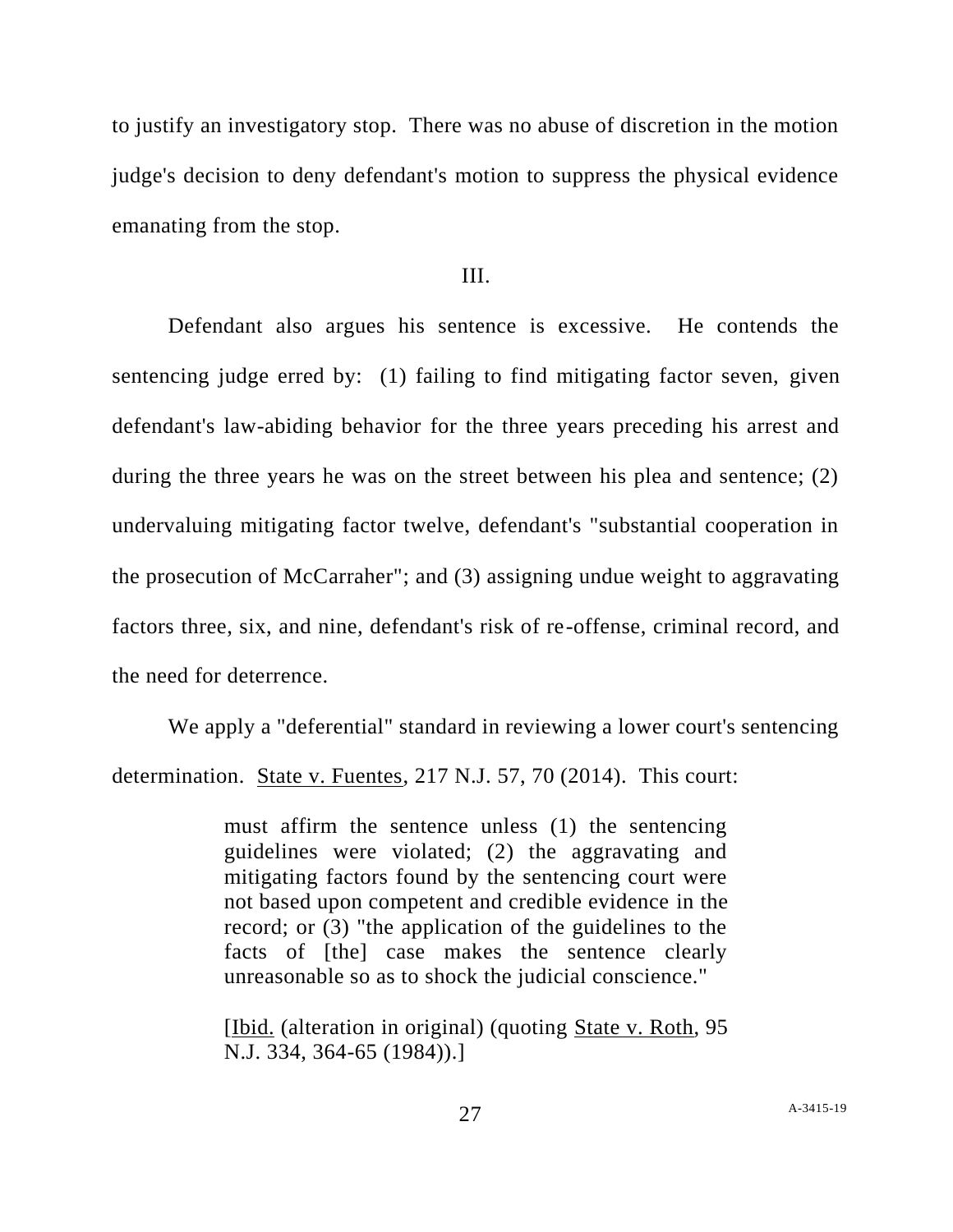to justify an investigatory stop. There was no abuse of discretion in the motion judge's decision to deny defendant's motion to suppress the physical evidence emanating from the stop.

III.

Defendant also argues his sentence is excessive. He contends the sentencing judge erred by: (1) failing to find mitigating factor seven, given defendant's law-abiding behavior for the three years preceding his arrest and during the three years he was on the street between his plea and sentence; (2) undervaluing mitigating factor twelve, defendant's "substantial cooperation in the prosecution of McCarraher"; and (3) assigning undue weight to aggravating factors three, six, and nine, defendant's risk of re-offense, criminal record, and the need for deterrence.

We apply a "deferential" standard in reviewing a lower court's sentencing determination. State v. Fuentes, 217 N.J. 57, 70 (2014). This court:

> must affirm the sentence unless (1) the sentencing guidelines were violated; (2) the aggravating and mitigating factors found by the sentencing court were not based upon competent and credible evidence in the record; or (3) "the application of the guidelines to the facts of [the] case makes the sentence clearly unreasonable so as to shock the judicial conscience."
>
> [Ibid. (alteration in original) (quoting State v. Roth, 95 N.J. 334, 364-65 (1984)).]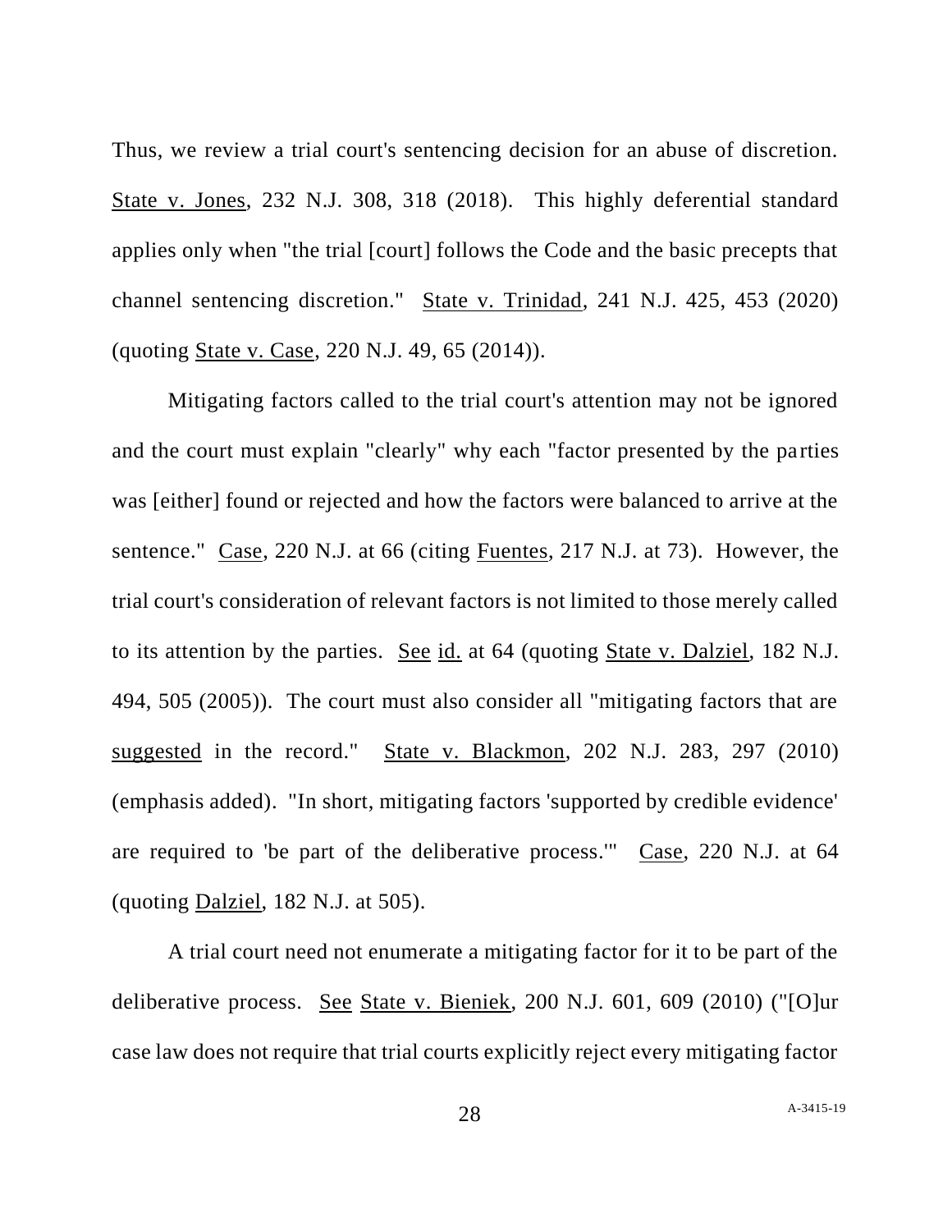Thus, we review a trial court's sentencing decision for an abuse of discretion. State v. Jones, 232 N.J. 308, 318 (2018). This highly deferential standard applies only when "the trial [court] follows the Code and the basic precepts that channel sentencing discretion." State v. Trinidad, 241 N.J. 425, 453 (2020) (quoting State v. Case, 220 N.J. 49, 65 (2014)).

Mitigating factors called to the trial court's attention may not be ignored and the court must explain "clearly" why each "factor presented by the parties was [either] found or rejected and how the factors were balanced to arrive at the sentence." Case, 220 N.J. at 66 (citing Fuentes, 217 N.J. at 73). However, the trial court's consideration of relevant factors is not limited to those merely called to its attention by the parties. See id. at 64 (quoting State v. Dalziel, 182 N.J. 494, 505 (2005)). The court must also consider all "mitigating factors that are suggested in the record." State v. Blackmon, 202 N.J. 283, 297 (2010) (emphasis added). "In short, mitigating factors 'supported by credible evidence' are required to 'be part of the deliberative process.'" Case, 220 N.J. at 64 (quoting Dalziel, 182 N.J. at 505).

A trial court need not enumerate a mitigating factor for it to be part of the deliberative process. See State v. Bieniek, 200 N.J. 601, 609 (2010) ("[O]ur case law does not require that trial courts explicitly reject every mitigating factor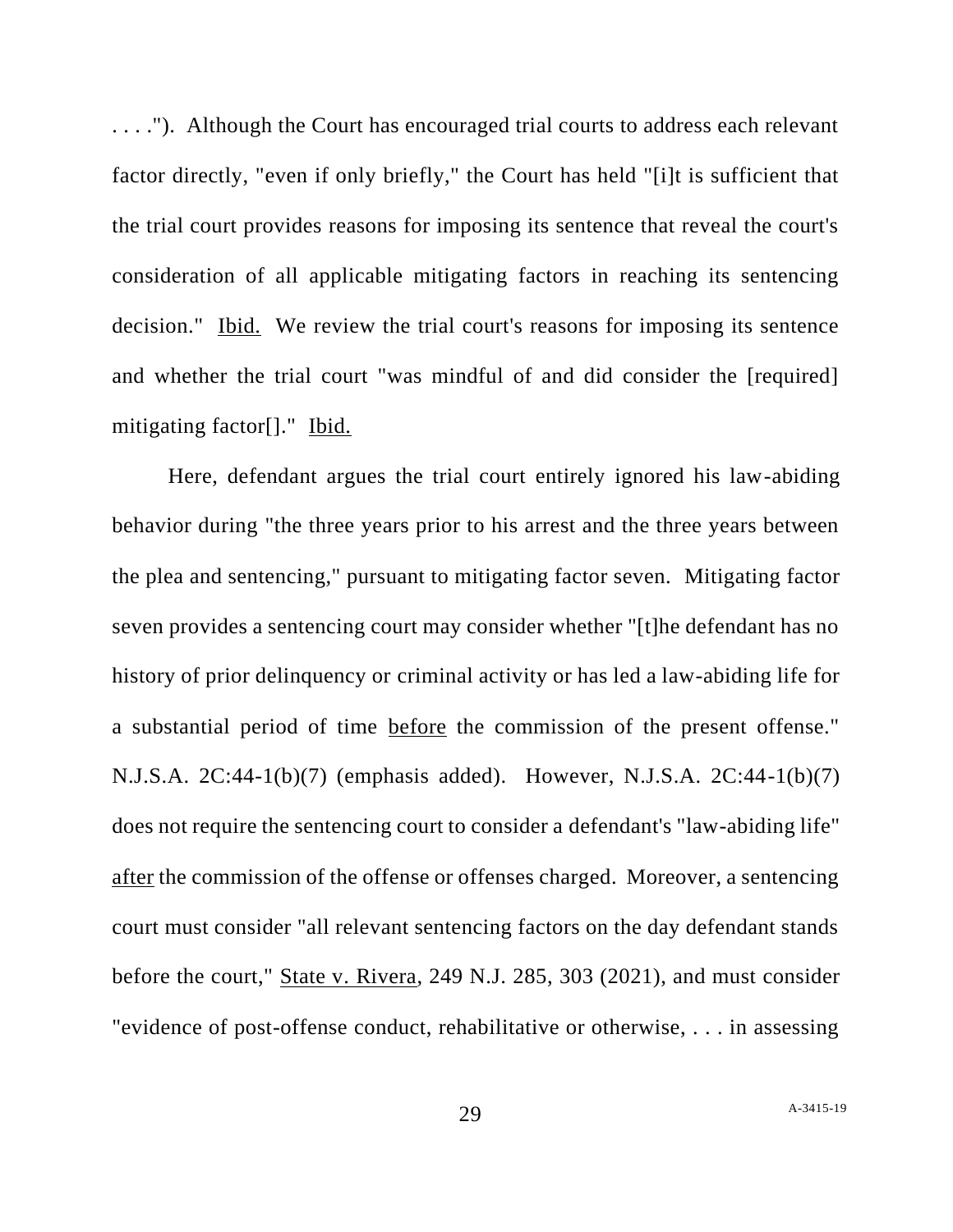. . . ."). Although the Court has encouraged trial courts to address each relevant factor directly, "even if only briefly," the Court has held "[i]t is sufficient that the trial court provides reasons for imposing its sentence that reveal the court's consideration of all applicable mitigating factors in reaching its sentencing decision." Ibid. We review the trial court's reasons for imposing its sentence and whether the trial court "was mindful of and did consider the [required] mitigating factor[]." Ibid.

Here, defendant argues the trial court entirely ignored his law-abiding behavior during "the three years prior to his arrest and the three years between the plea and sentencing," pursuant to mitigating factor seven. Mitigating factor seven provides a sentencing court may consider whether "[t]he defendant has no history of prior delinquency or criminal activity or has led a law-abiding life for a substantial period of time before the commission of the present offense." N.J.S.A. 2C:44-1(b)(7) (emphasis added). However, N.J.S.A. 2C:44-1(b)(7) does not require the sentencing court to consider a defendant's "law-abiding life" after the commission of the offense or offenses charged. Moreover, a sentencing court must consider "all relevant sentencing factors on the day defendant stands before the court," State v. Rivera, 249 N.J. 285, 303 (2021), and must consider "evidence of post-offense conduct, rehabilitative or otherwise, . . . in assessing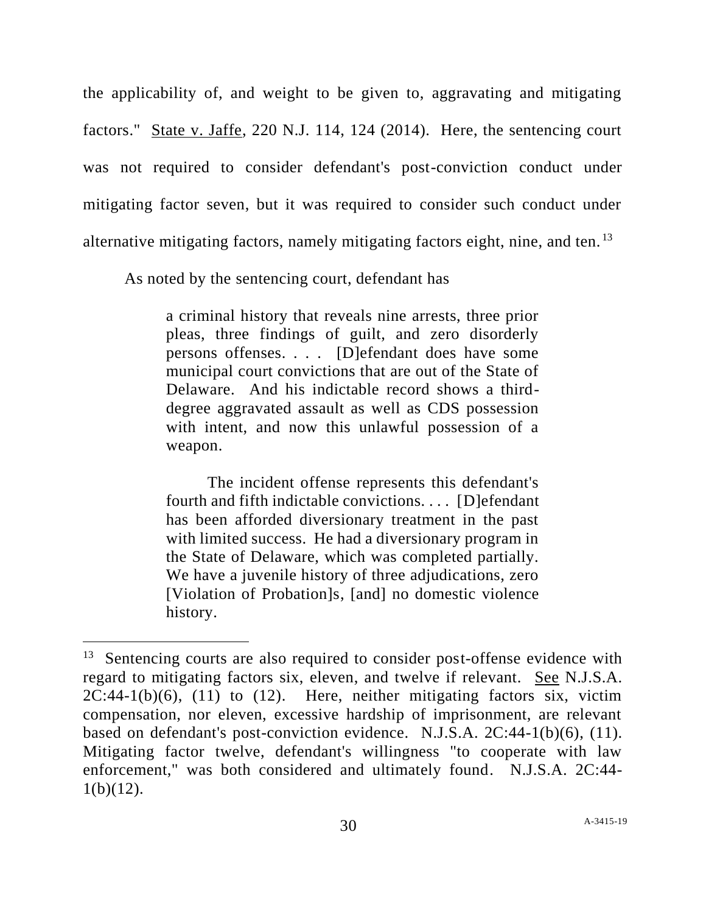the applicability of, and weight to be given to, aggravating and mitigating factors." State v. Jaffe, 220 N.J. 114, 124 (2014). Here, the sentencing court was not required to consider defendant's post-conviction conduct under mitigating factor seven, but it was required to consider such conduct under alternative mitigating factors, namely mitigating factors eight, nine, and ten.[13]

As noted by the sentencing court, defendant has

> a criminal history that reveals nine arrests, three prior pleas, three findings of guilt, and zero disorderly persons offenses. . . . [D]efendant does have some municipal court convictions that are out of the State of Delaware. And his indictable record shows a third-degree aggravated assault as well as CDS possession with intent, and now this unlawful possession of a weapon.
>
> The incident offense represents this defendant's fourth and fifth indictable convictions. . . . [D]efendant has been afforded diversionary treatment in the past with limited success. He had a diversionary program in the State of Delaware, which was completed partially. We have a juvenile history of three adjudications, zero [Violation of Probation]s, [and] no domestic violence history.

---

[13] Sentencing courts are also required to consider post-offense evidence with regard to mitigating factors six, eleven, and twelve if relevant. See N.J.S.A. 2C:44-1(b)(6), (11) to (12). Here, neither mitigating factors six, victim compensation, nor eleven, excessive hardship of imprisonment, are relevant based on defendant's post-conviction evidence. N.J.S.A. 2C:44-1(b)(6), (11). Mitigating factor twelve, defendant's willingness "to cooperate with law enforcement," was both considered and ultimately found. N.J.S.A. 2C:44-1(b)(12).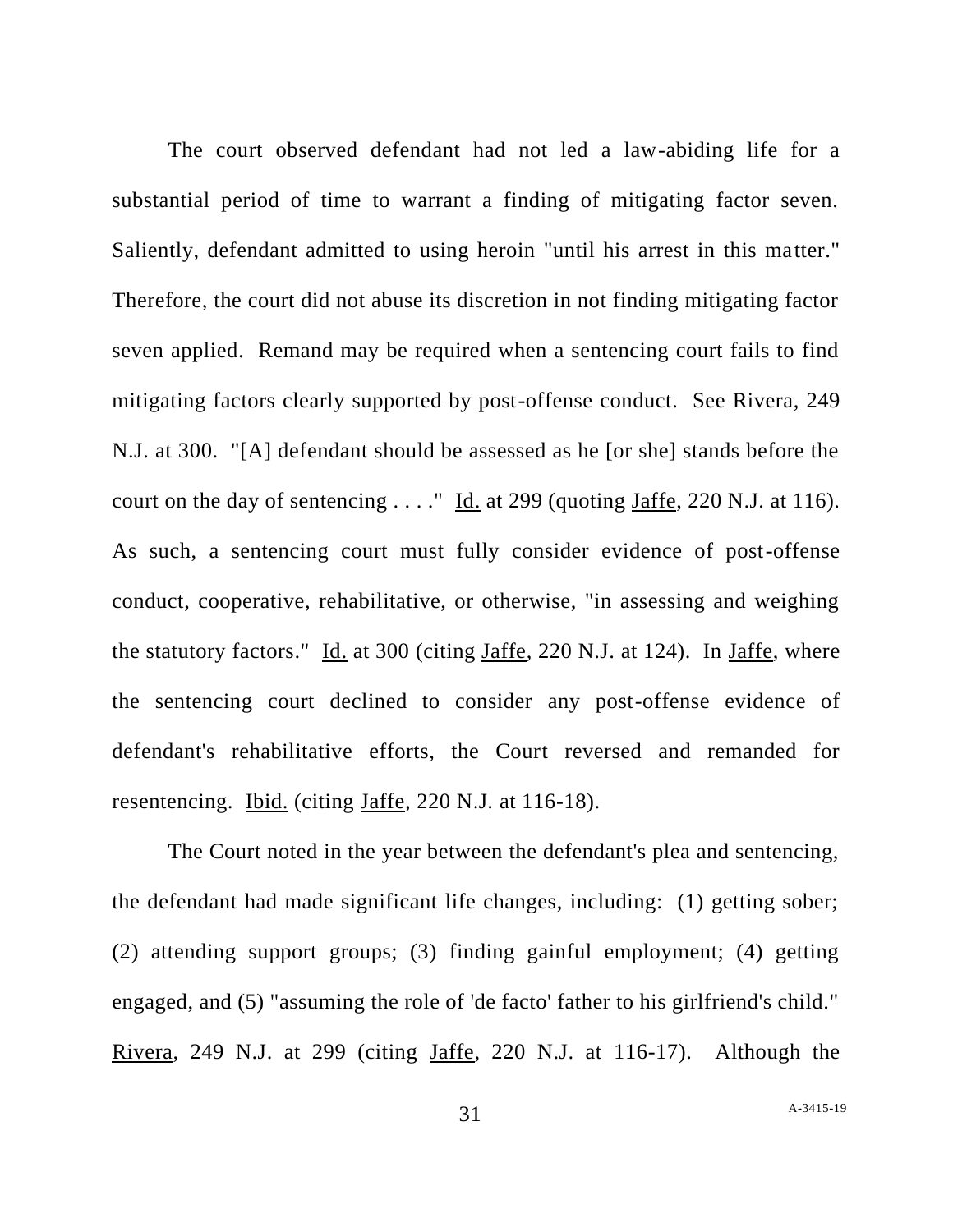The court observed defendant had not led a law-abiding life for a substantial period of time to warrant a finding of mitigating factor seven. Saliently, defendant admitted to using heroin "until his arrest in this matter." Therefore, the court did not abuse its discretion in not finding mitigating factor seven applied. Remand may be required when a sentencing court fails to find mitigating factors clearly supported by post-offense conduct. See Rivera, 249 N.J. at 300. "[A] defendant should be assessed as he [or she] stands before the court on the day of sentencing . . . ." Id. at 299 (quoting Jaffe, 220 N.J. at 116). As such, a sentencing court must fully consider evidence of post-offense conduct, cooperative, rehabilitative, or otherwise, "in assessing and weighing the statutory factors." Id. at 300 (citing Jaffe, 220 N.J. at 124). In Jaffe, where the sentencing court declined to consider any post-offense evidence of defendant's rehabilitative efforts, the Court reversed and remanded for resentencing. Ibid. (citing Jaffe, 220 N.J. at 116-18).

The Court noted in the year between the defendant's plea and sentencing, the defendant had made significant life changes, including: (1) getting sober; (2) attending support groups; (3) finding gainful employment; (4) getting engaged, and (5) "assuming the role of 'de facto' father to his girlfriend's child." Rivera, 249 N.J. at 299 (citing Jaffe, 220 N.J. at 116-17). Although the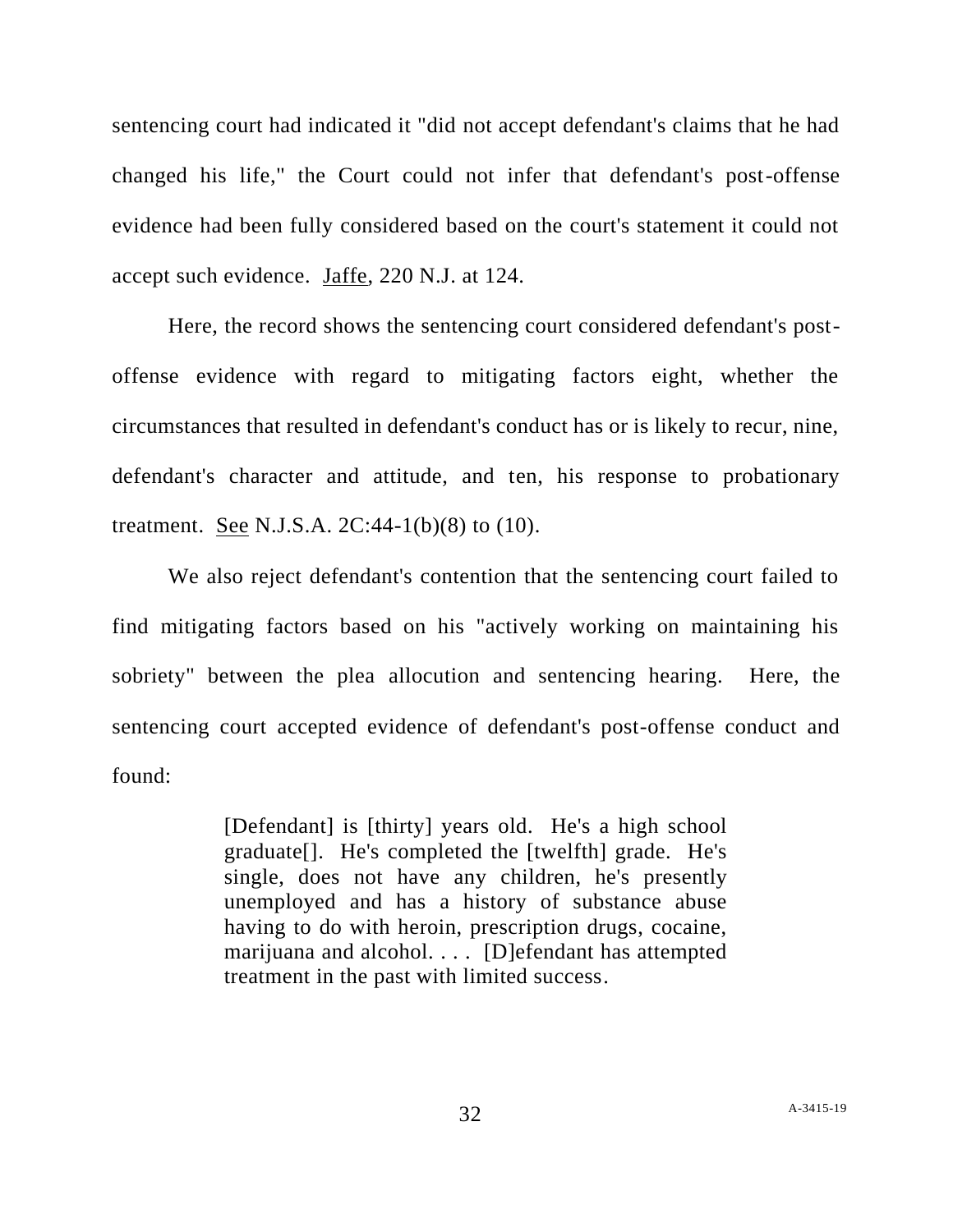sentencing court had indicated it "did not accept defendant's claims that he had changed his life," the Court could not infer that defendant's post-offense evidence had been fully considered based on the court's statement it could not accept such evidence. Jaffe, 220 N.J. at 124.

Here, the record shows the sentencing court considered defendant's post-offense evidence with regard to mitigating factors eight, whether the circumstances that resulted in defendant's conduct has or is likely to recur, nine, defendant's character and attitude, and ten, his response to probationary treatment. See N.J.S.A. 2C:44-1(b)(8) to (10).

We also reject defendant's contention that the sentencing court failed to find mitigating factors based on his "actively working on maintaining his sobriety" between the plea allocution and sentencing hearing. Here, the sentencing court accepted evidence of defendant's post-offense conduct and found:

> [Defendant] is [thirty] years old. He's a high school graduate[]. He's completed the [twelfth] grade. He's single, does not have any children, he's presently unemployed and has a history of substance abuse having to do with heroin, prescription drugs, cocaine, marijuana and alcohol. . . . [D]efendant has attempted treatment in the past with limited success.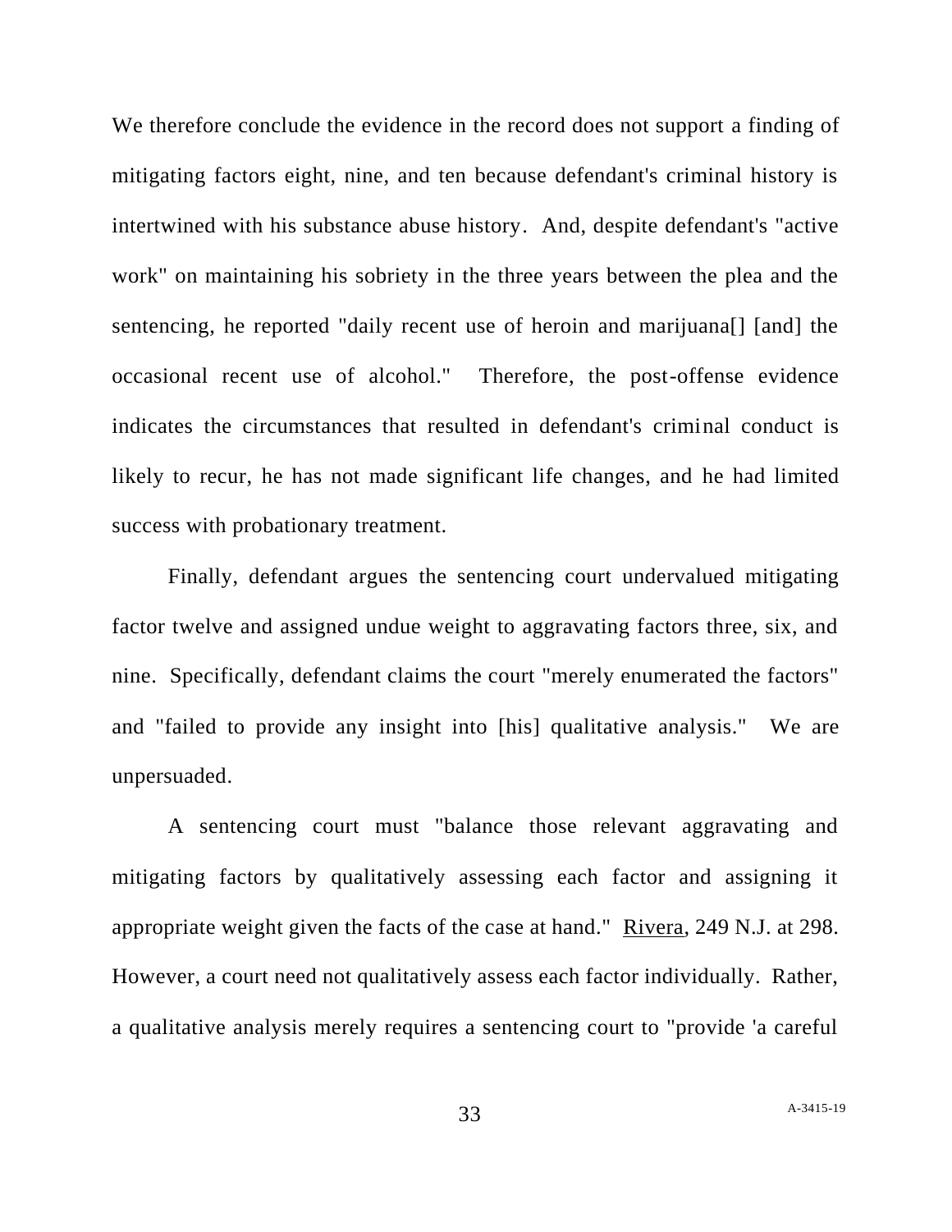We therefore conclude the evidence in the record does not support a finding of mitigating factors eight, nine, and ten because defendant's criminal history is intertwined with his substance abuse history. And, despite defendant's "active work" on maintaining his sobriety in the three years between the plea and the sentencing, he reported "daily recent use of heroin and marijuana[] [and] the occasional recent use of alcohol." Therefore, the post-offense evidence indicates the circumstances that resulted in defendant's criminal conduct is likely to recur, he has not made significant life changes, and he had limited success with probationary treatment.

Finally, defendant argues the sentencing court undervalued mitigating factor twelve and assigned undue weight to aggravating factors three, six, and nine. Specifically, defendant claims the court "merely enumerated the factors" and "failed to provide any insight into [his] qualitative analysis." We are unpersuaded.

A sentencing court must "balance those relevant aggravating and mitigating factors by qualitatively assessing each factor and assigning it appropriate weight given the facts of the case at hand." Rivera, 249 N.J. at 298. However, a court need not qualitatively assess each factor individually. Rather, a qualitative analysis merely requires a sentencing court to "provide 'a careful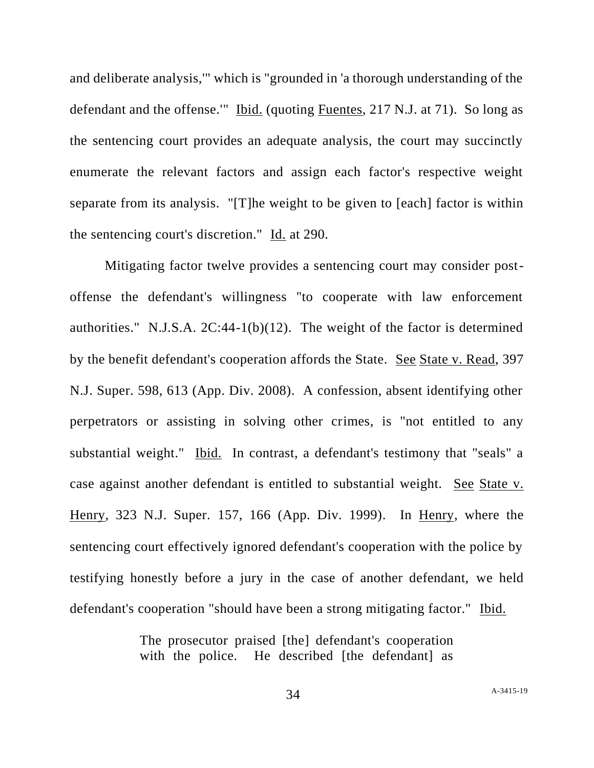and deliberate analysis,'" which is "grounded in 'a thorough understanding of the defendant and the offense.'" Ibid. (quoting Fuentes, 217 N.J. at 71). So long as the sentencing court provides an adequate analysis, the court may succinctly enumerate the relevant factors and assign each factor's respective weight separate from its analysis. "[T]he weight to be given to [each] factor is within the sentencing court's discretion." Id. at 290.

Mitigating factor twelve provides a sentencing court may consider post-offense the defendant's willingness "to cooperate with law enforcement authorities." N.J.S.A. 2C:44-1(b)(12). The weight of the factor is determined by the benefit defendant's cooperation affords the State. See State v. Read, 397 N.J. Super. 598, 613 (App. Div. 2008). A confession, absent identifying other perpetrators or assisting in solving other crimes, is "not entitled to any substantial weight." Ibid. In contrast, a defendant's testimony that "seals" a case against another defendant is entitled to substantial weight. See State v. Henry, 323 N.J. Super. 157, 166 (App. Div. 1999). In Henry, where the sentencing court effectively ignored defendant's cooperation with the police by testifying honestly before a jury in the case of another defendant, we held defendant's cooperation "should have been a strong mitigating factor." Ibid.

> The prosecutor praised [the] defendant's cooperation with the police. He described [the defendant] as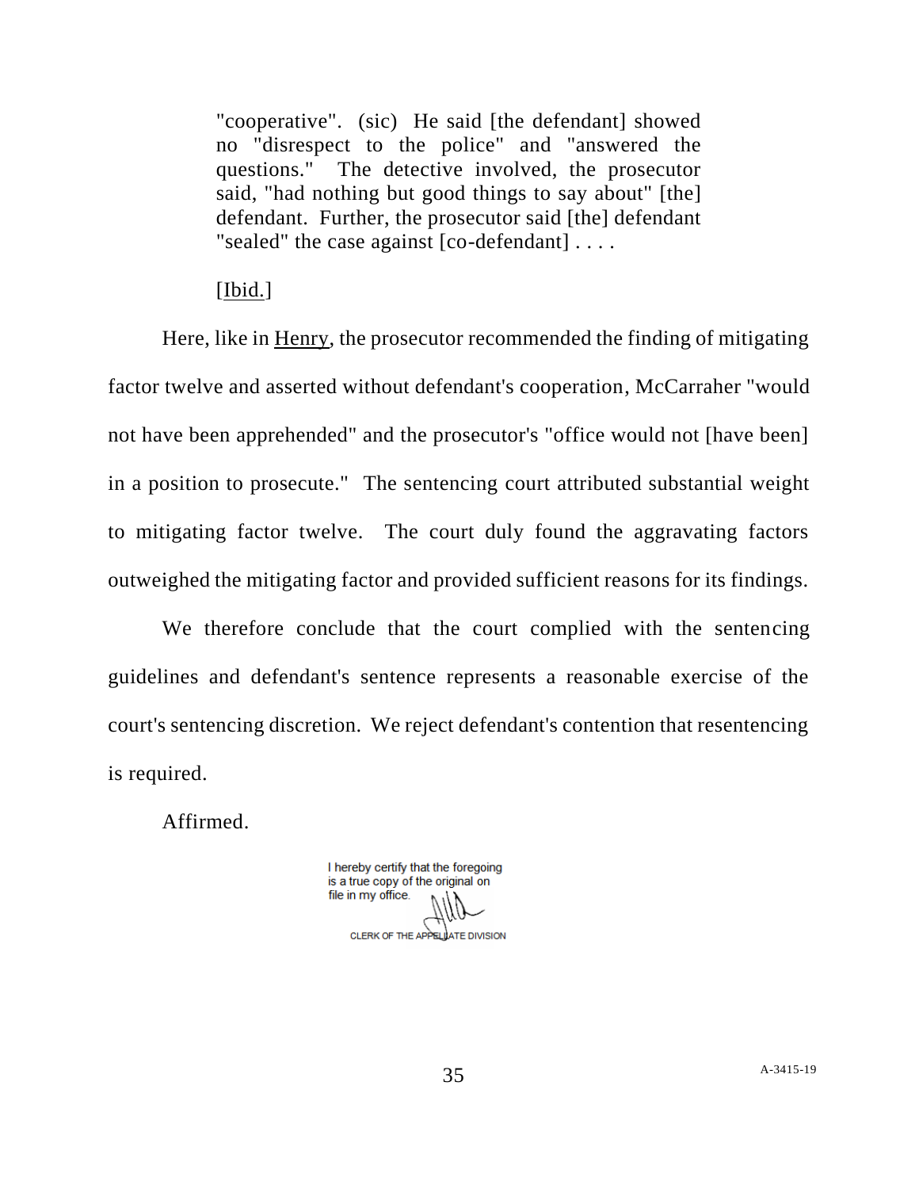> "cooperative". (sic) He said [the defendant] showed no "disrespect to the police" and "answered the questions." The detective involved, the prosecutor said, "had nothing but good things to say about" [the] defendant. Further, the prosecutor said [the] defendant "sealed" the case against [co-defendant] . . . .
>
> [Ibid.]

Here, like in Henry, the prosecutor recommended the finding of mitigating factor twelve and asserted without defendant's cooperation, McCarraher "would not have been apprehended" and the prosecutor's "office would not [have been] in a position to prosecute." The sentencing court attributed substantial weight to mitigating factor twelve. The court duly found the aggravating factors outweighed the mitigating factor and provided sufficient reasons for its findings.

We therefore conclude that the court complied with the sentencing guidelines and defendant's sentence represents a reasonable exercise of the court's sentencing discretion. We reject defendant's contention that resentencing is required.

Affirmed.

I hereby certify that the foregoing is a true copy of the original on file in my office.

CLERK OF THE APPELLATE DIVISION